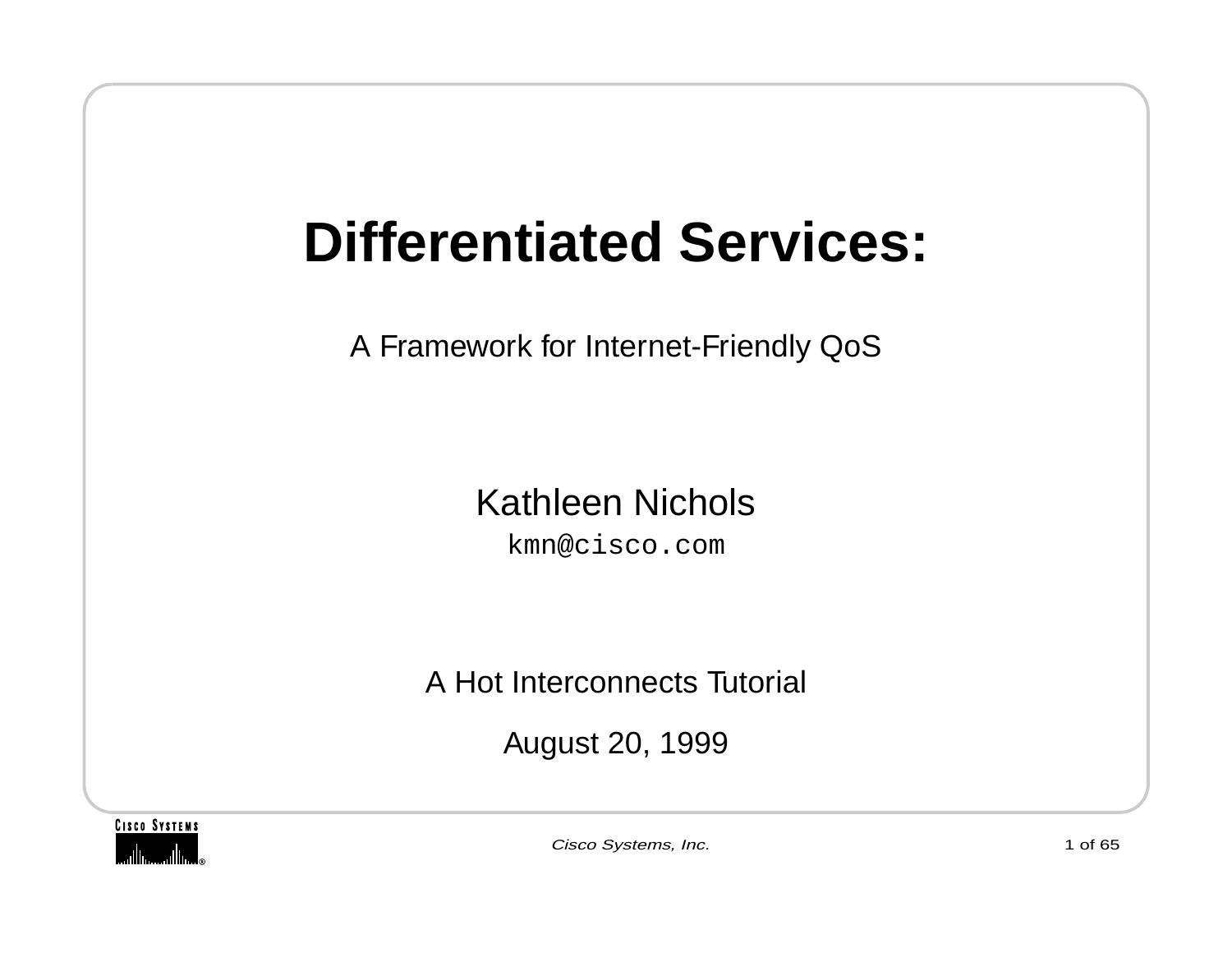# Differentiated Services:

A Framework for Internet-Friendly QoS

Kathleen Nichols

`kmn@cisco.com`

A Hot Interconnects Tutorial

August 20, 1999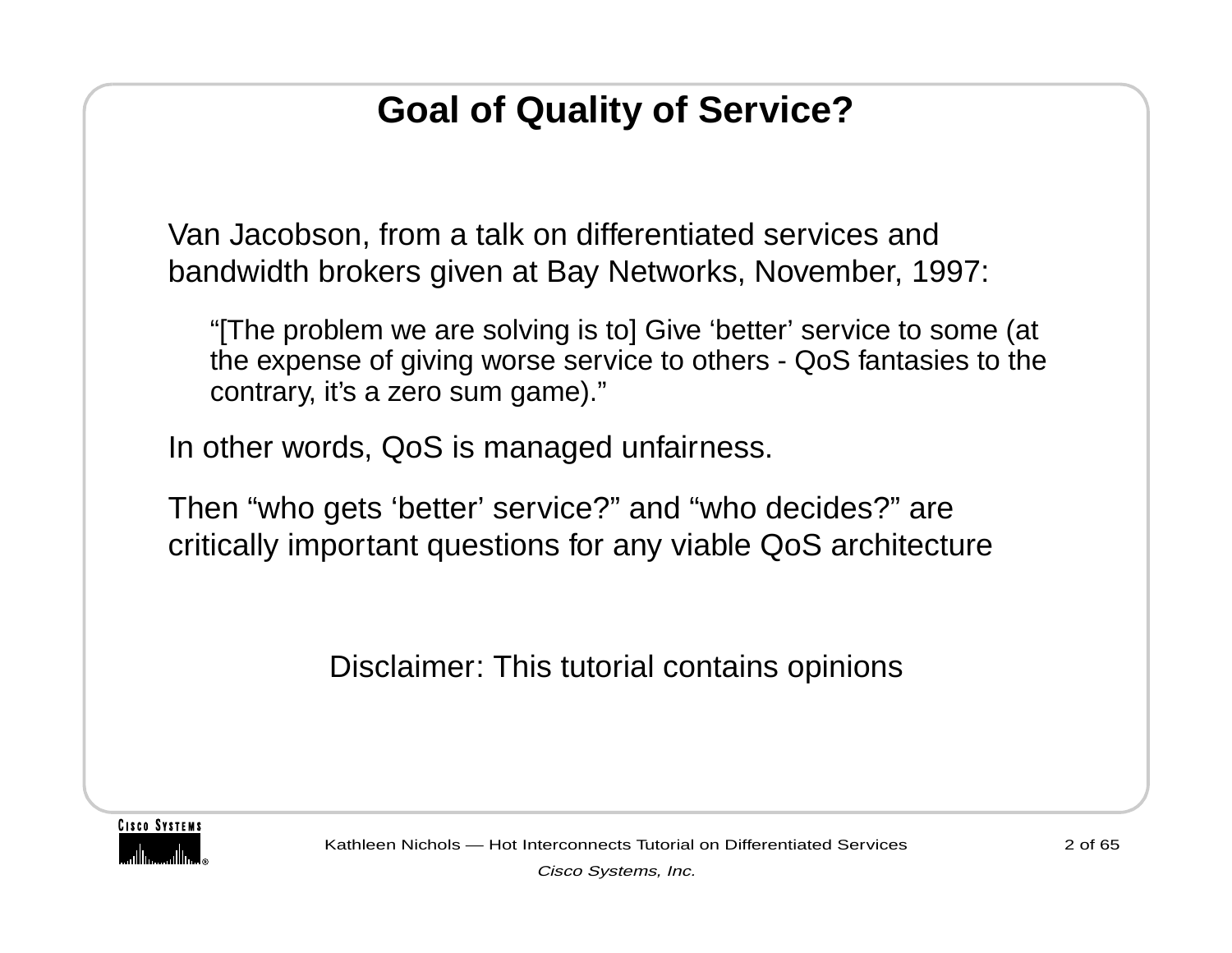# Goal of Quality of Service?

Van Jacobson, from a talk on differentiated services and bandwidth brokers given at Bay Networks, November, 1997:

> “[The problem we are solving is to] Give ‘better’ service to some (at the expense of giving worse service to others - QoS fantasies to the contrary, it’s a zero sum game).”

In other words, QoS is managed unfairness.

Then “who gets ‘better’ service?” and “who decides?” are critically important questions for any viable QoS architecture

Disclaimer: This tutorial contains opinions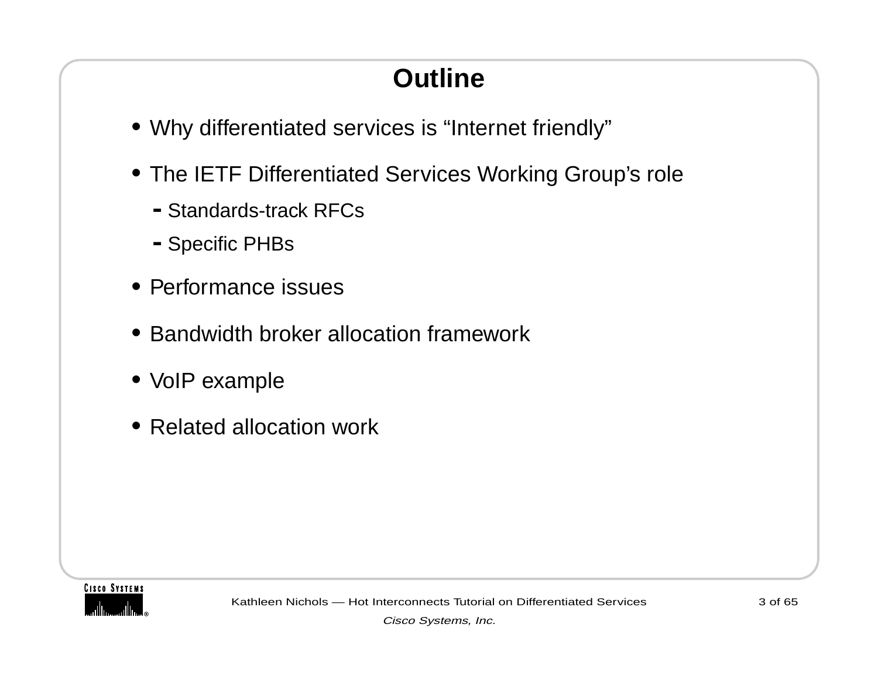# Outline

- Why differentiated services is “Internet friendly”
- The IETF Differentiated Services Working Group’s role
  - Standards-track RFCs
  - Specific PHBs
- Performance issues
- Bandwidth broker allocation framework
- VoIP example
- Related allocation work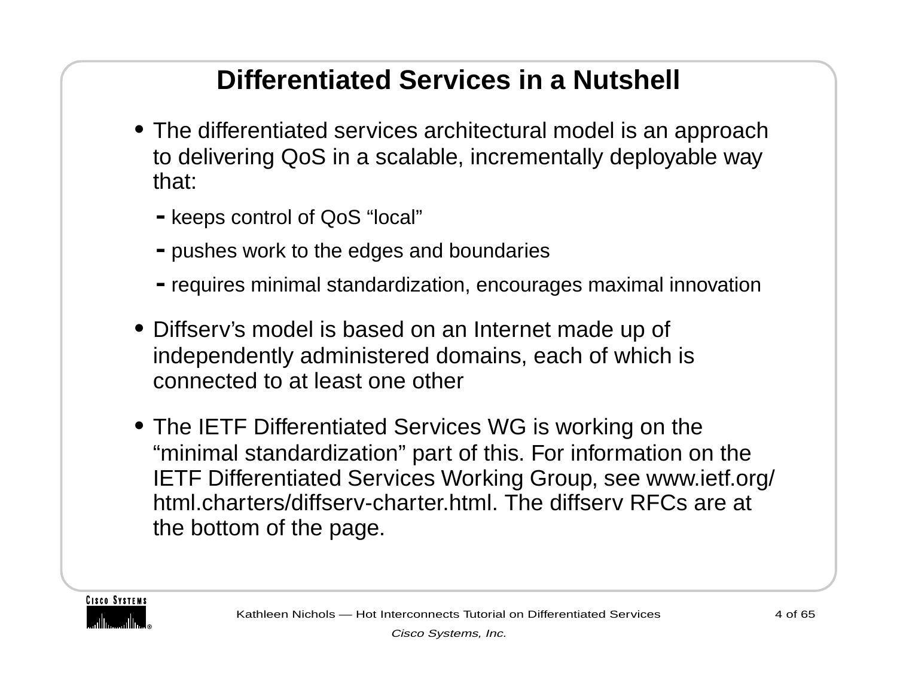# Differentiated Services in a Nutshell

- The differentiated services architectural model is an approach to delivering QoS in a scalable, incrementally deployable way that:
  - keeps control of QoS “local”
  - pushes work to the edges and boundaries
  - requires minimal standardization, encourages maximal innovation
- Diffserv’s model is based on an Internet made up of independently administered domains, each of which is connected to at least one other
- The IETF Differentiated Services WG is working on the “minimal standardization” part of this. For information on the IETF Differentiated Services Working Group, see www.ietf.org/html.charters/diffserv-charter.html. The diffserv RFCs are at the bottom of the page.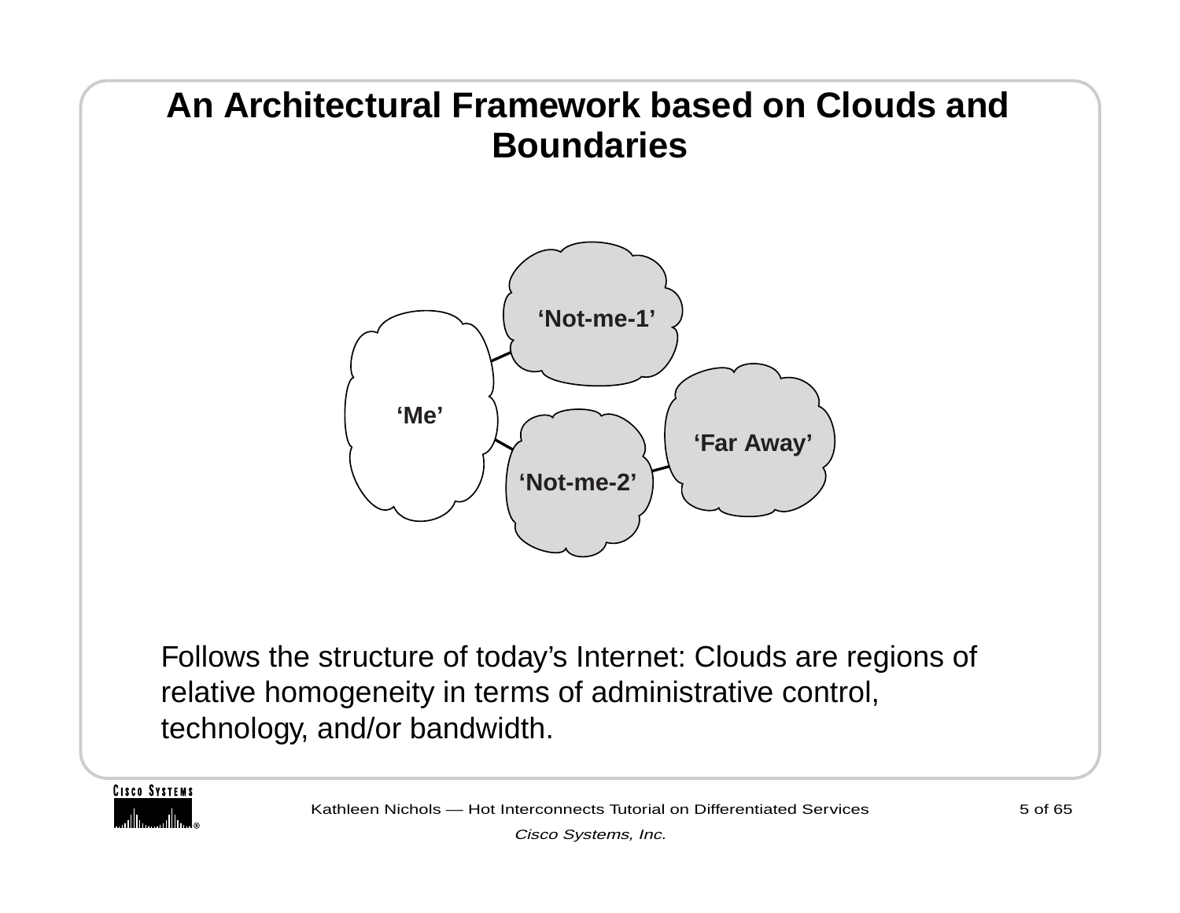# An Architectural Framework based on Clouds and Boundaries

‘Not-me-1’

‘Me’

‘Far Away’

‘Not-me-2’

Follows the structure of today’s Internet: Clouds are regions of relative homogeneity in terms of administrative control, technology, and/or bandwidth.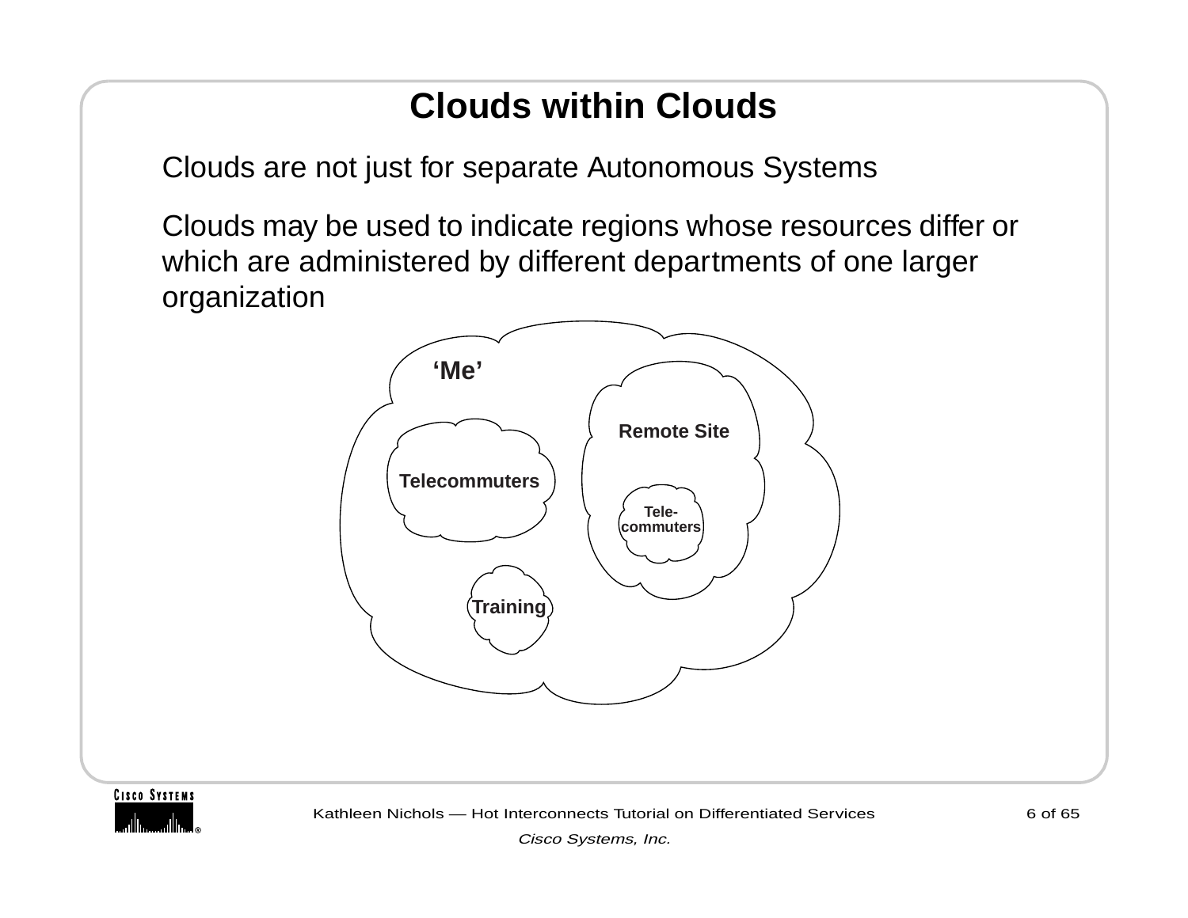# Clouds within Clouds

Clouds are not just for separate Autonomous Systems

Clouds may be used to indicate regions whose resources differ or which are administered by different departments of one larger organization

‘Me’

Remote Site

Telecommuters

Tele-
commuters

Training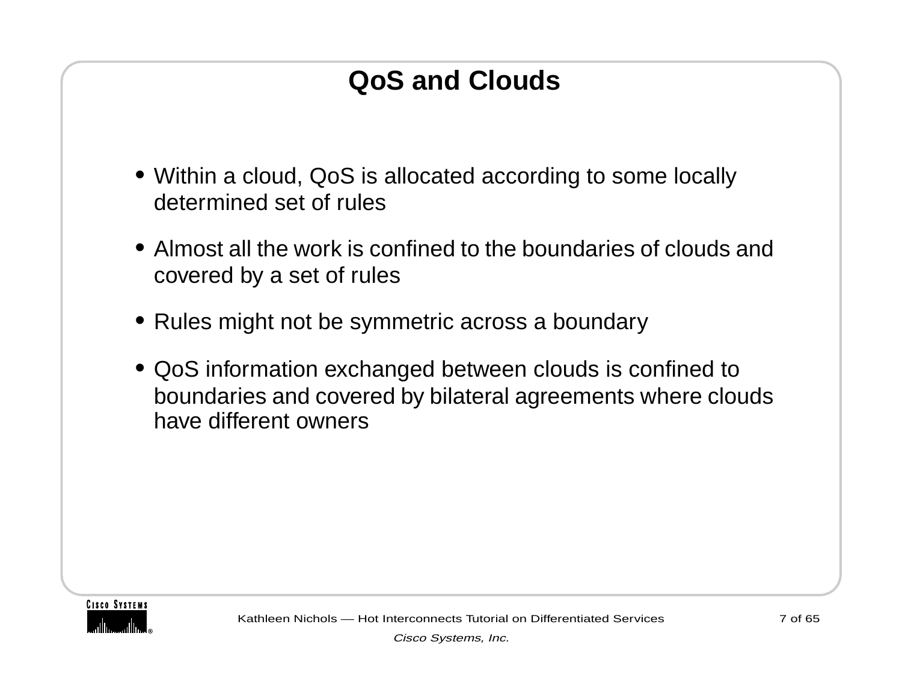# QoS and Clouds

- Within a cloud, QoS is allocated according to some locally determined set of rules
- Almost all the work is confined to the boundaries of clouds and covered by a set of rules
- Rules might not be symmetric across a boundary
- QoS information exchanged between clouds is confined to boundaries and covered by bilateral agreements where clouds have different owners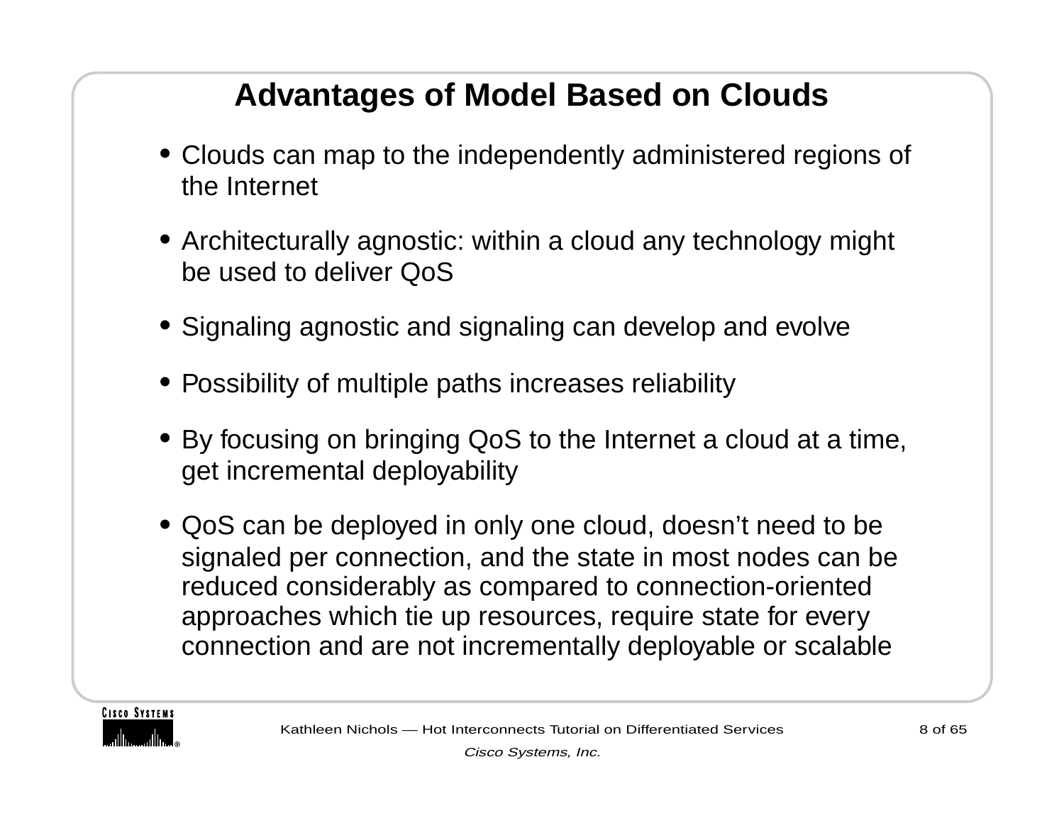# Advantages of Model Based on Clouds

- Clouds can map to the independently administered regions of the Internet
- Architecturally agnostic: within a cloud any technology might be used to deliver QoS
- Signaling agnostic and signaling can develop and evolve
- Possibility of multiple paths increases reliability
- By focusing on bringing QoS to the Internet a cloud at a time, get incremental deployability
- QoS can be deployed in only one cloud, doesn’t need to be signaled per connection, and the state in most nodes can be reduced considerably as compared to connection-oriented approaches which tie up resources, require state for every connection and are not incrementally deployable or scalable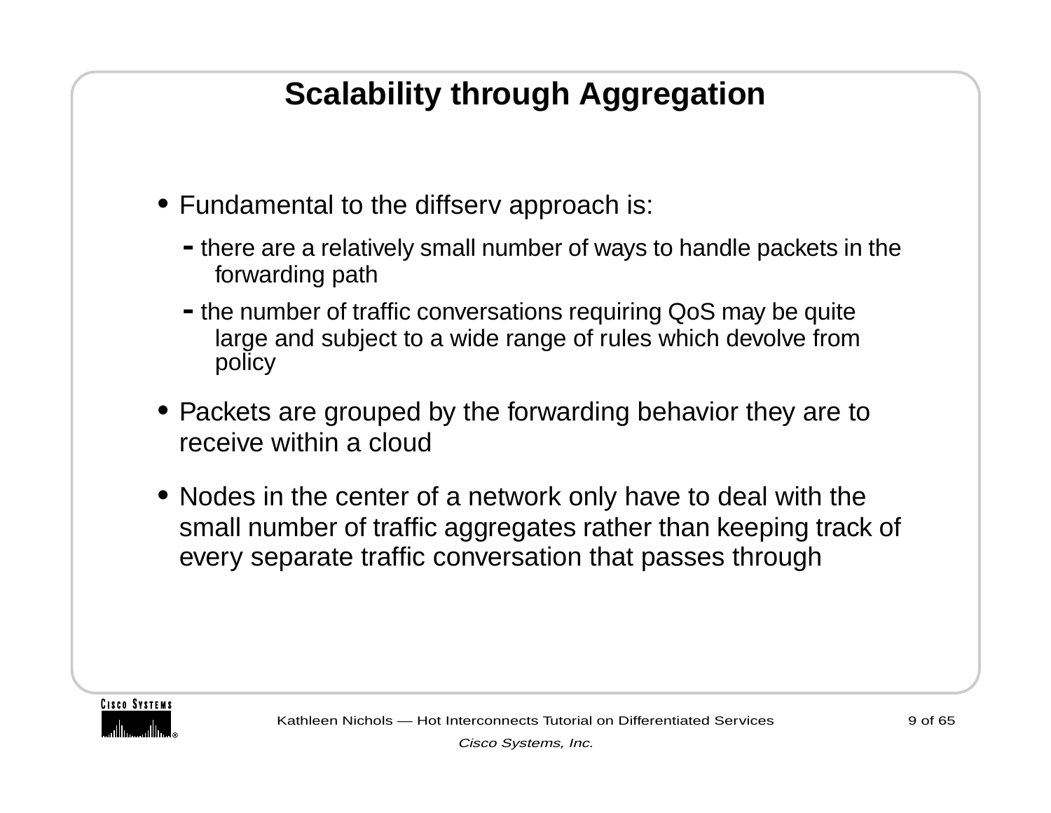# Scalability through Aggregation

- Fundamental to the diffserv approach is:
  - there are a relatively small number of ways to handle packets in the forwarding path
  - the number of traffic conversations requiring QoS may be quite large and subject to a wide range of rules which devolve from policy
- Packets are grouped by the forwarding behavior they are to receive within a cloud
- Nodes in the center of a network only have to deal with the small number of traffic aggregates rather than keeping track of every separate traffic conversation that passes through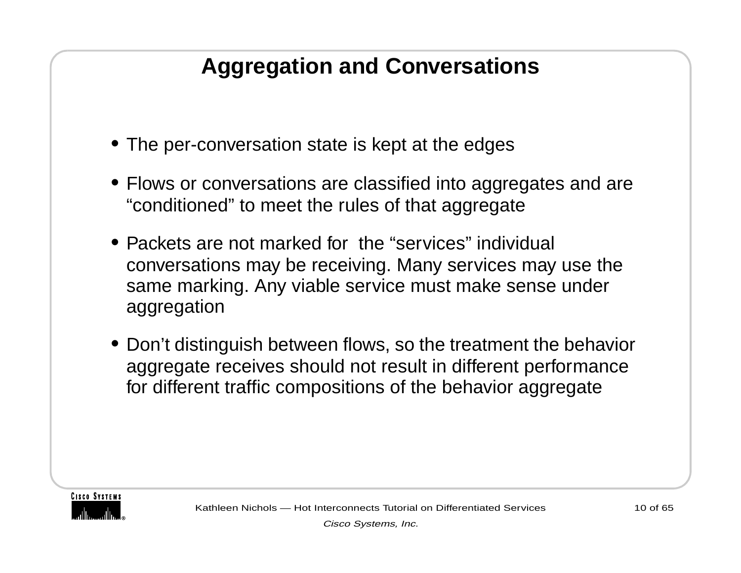# Aggregation and Conversations

- The per-conversation state is kept at the edges
- Flows or conversations are classified into aggregates and are “conditioned” to meet the rules of that aggregate
- Packets are not marked for the “services” individual conversations may be receiving. Many services may use the same marking. Any viable service must make sense under aggregation
- Don’t distinguish between flows, so the treatment the behavior aggregate receives should not result in different performance for different traffic compositions of the behavior aggregate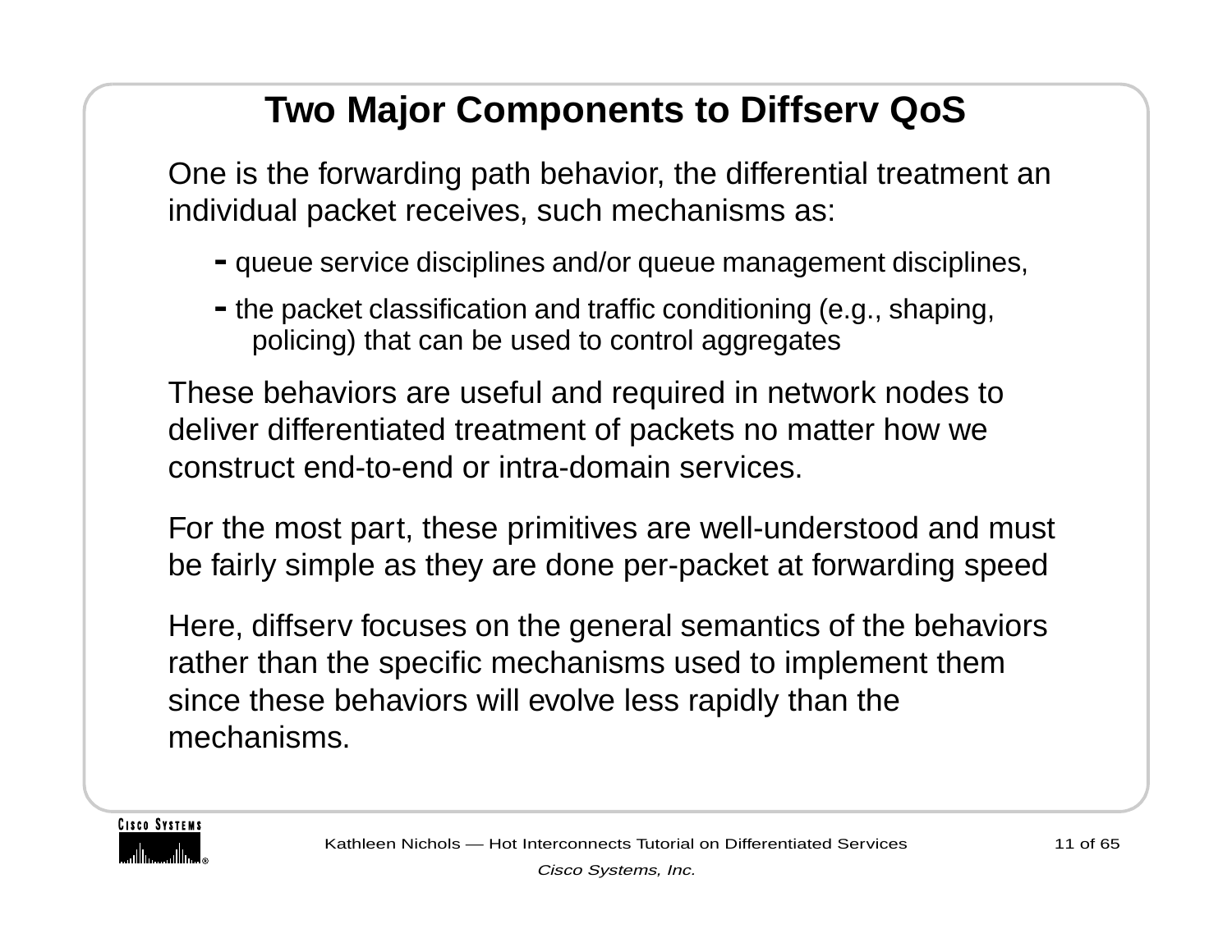# Two Major Components to Diffserv QoS

One is the forwarding path behavior, the differential treatment an individual packet receives, such mechanisms as:

- queue service disciplines and/or queue management disciplines,
- the packet classification and traffic conditioning (e.g., shaping, policing) that can be used to control aggregates

These behaviors are useful and required in network nodes to deliver differentiated treatment of packets no matter how we construct end-to-end or intra-domain services.

For the most part, these primitives are well-understood and must be fairly simple as they are done per-packet at forwarding speed

Here, diffserv focuses on the general semantics of the behaviors rather than the specific mechanisms used to implement them since these behaviors will evolve less rapidly than the mechanisms.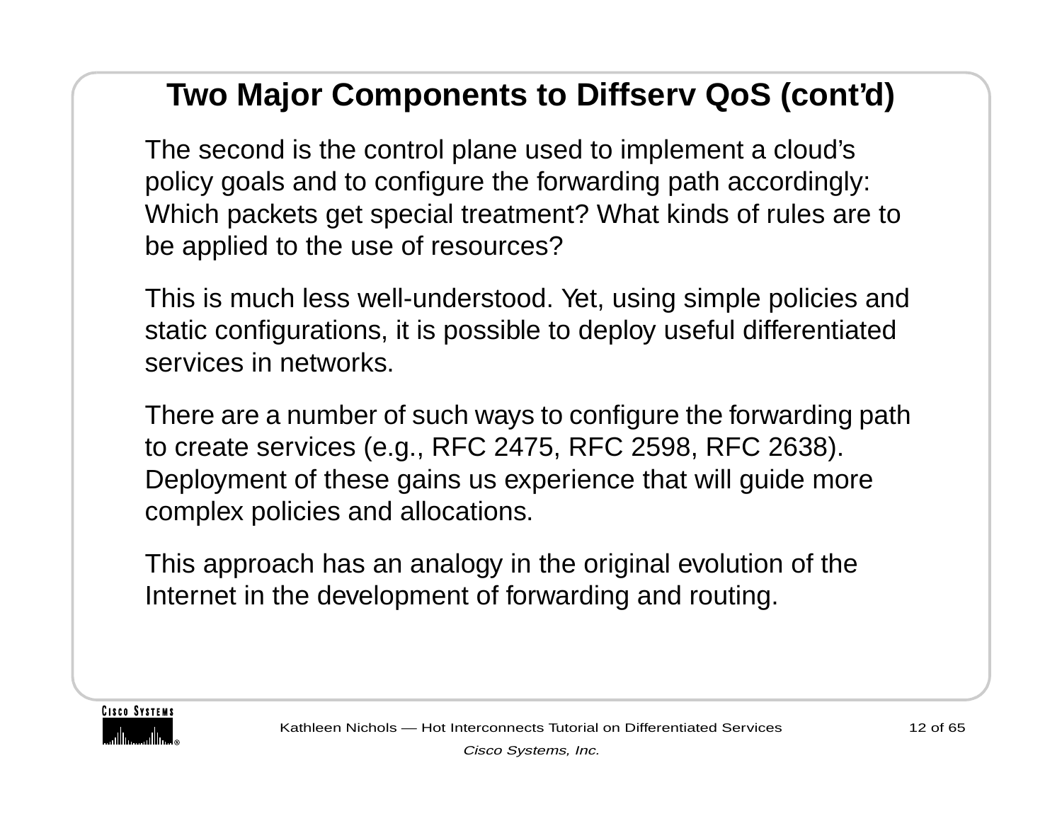# Two Major Components to Diffserv QoS (cont'd)

The second is the control plane used to implement a cloud's policy goals and to configure the forwarding path accordingly: Which packets get special treatment? What kinds of rules are to be applied to the use of resources?

This is much less well-understood. Yet, using simple policies and static configurations, it is possible to deploy useful differentiated services in networks.

There are a number of such ways to configure the forwarding path to create services (e.g., RFC 2475, RFC 2598, RFC 2638). Deployment of these gains us experience that will guide more complex policies and allocations.

This approach has an analogy in the original evolution of the Internet in the development of forwarding and routing.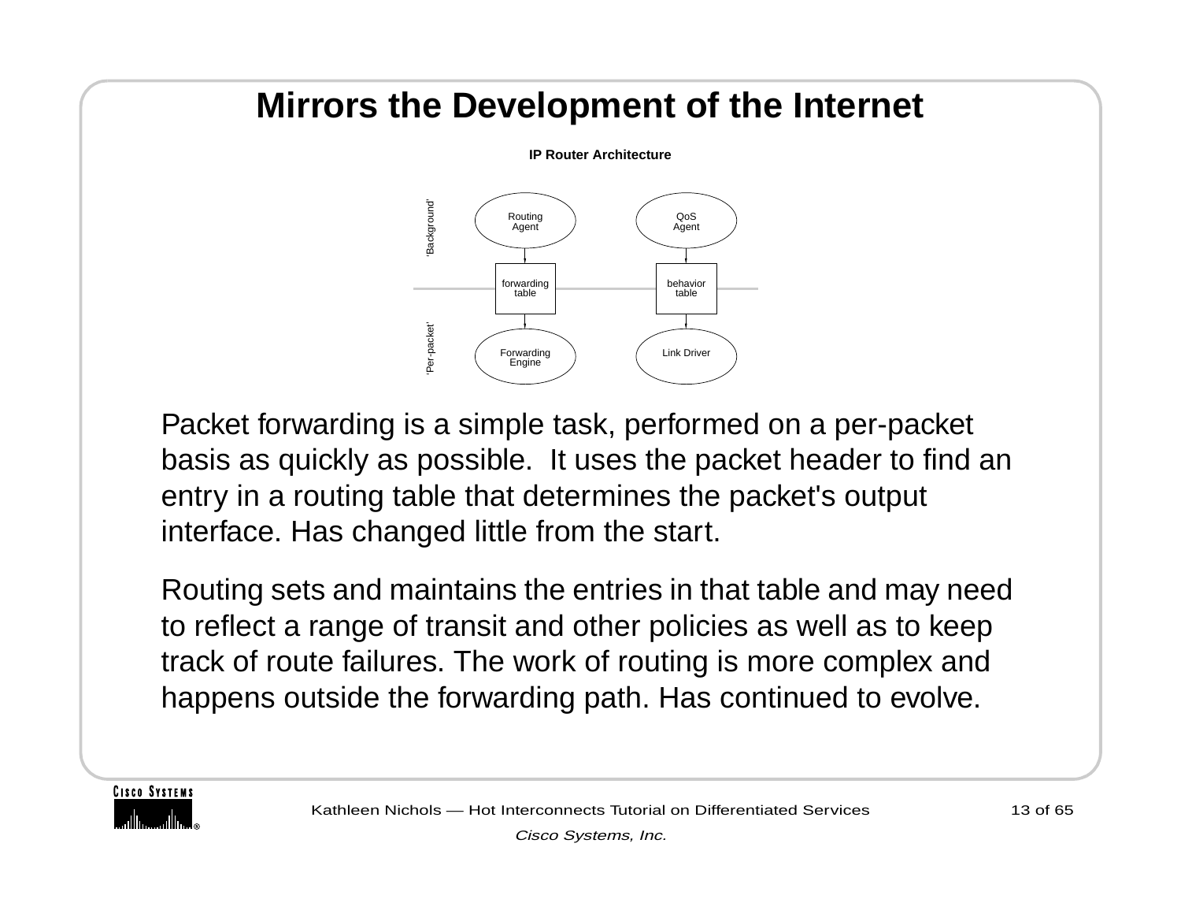# Mirrors the Development of the Internet

**IP Router Architecture**

'Background'

Routing Agent

QoS Agent

forwarding table

behavior table

'Per-packet'

Forwarding Engine

Link Driver

Packet forwarding is a simple task, performed on a per-packet basis as quickly as possible. It uses the packet header to find an entry in a routing table that determines the packet's output interface. Has changed little from the start.

Routing sets and maintains the entries in that table and may need to reflect a range of transit and other policies as well as to keep track of route failures. The work of routing is more complex and happens outside the forwarding path. Has continued to evolve.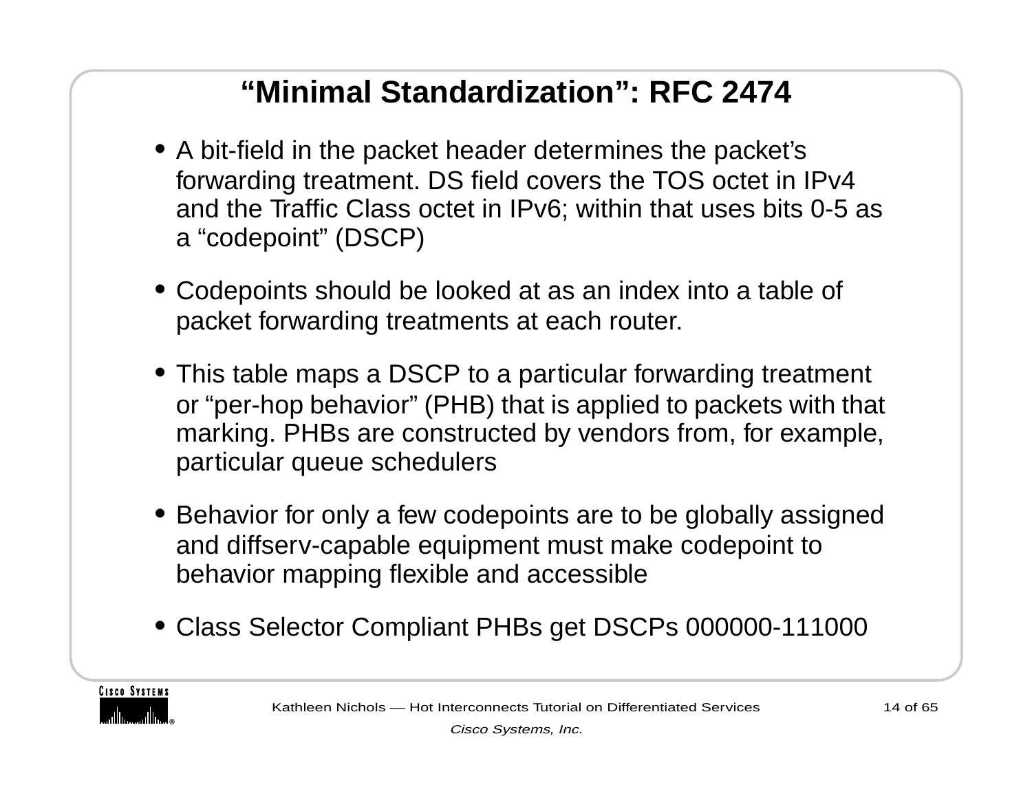# “Minimal Standardization”: RFC 2474

- A bit-field in the packet header determines the packet’s forwarding treatment. DS field covers the TOS octet in IPv4 and the Traffic Class octet in IPv6; within that uses bits 0-5 as a “codepoint” (DSCP)
- Codepoints should be looked at as an index into a table of packet forwarding treatments at each router.
- This table maps a DSCP to a particular forwarding treatment or “per-hop behavior” (PHB) that is applied to packets with that marking. PHBs are constructed by vendors from, for example, particular queue schedulers
- Behavior for only a few codepoints are to be globally assigned and diffserv-capable equipment must make codepoint to behavior mapping flexible and accessible
- Class Selector Compliant PHBs get DSCPs 000000-111000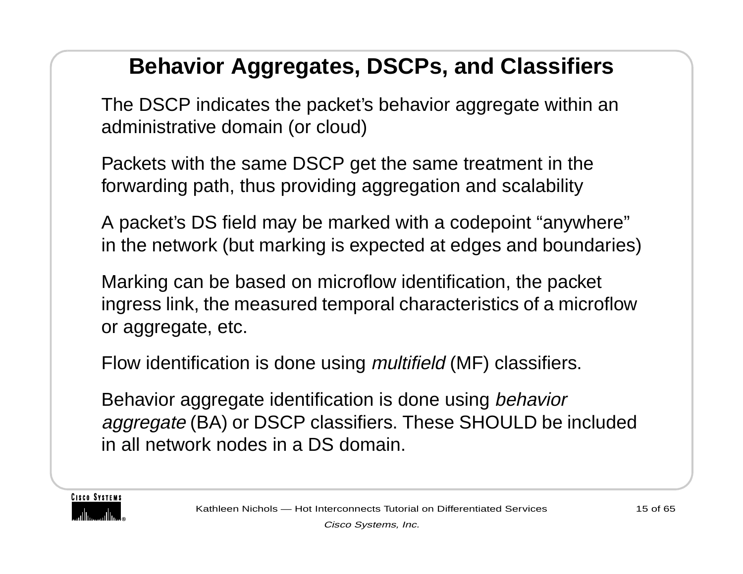# Behavior Aggregates, DSCPs, and Classifiers

The DSCP indicates the packet's behavior aggregate within an administrative domain (or cloud)

Packets with the same DSCP get the same treatment in the forwarding path, thus providing aggregation and scalability

A packet's DS field may be marked with a codepoint "anywhere" in the network (but marking is expected at edges and boundaries)

Marking can be based on microflow identification, the packet ingress link, the measured temporal characteristics of a microflow or aggregate, etc.

Flow identification is done using *multifield* (MF) classifiers.

Behavior aggregate identification is done using *behavior aggregate* (BA) or DSCP classifiers. These SHOULD be included in all network nodes in a DS domain.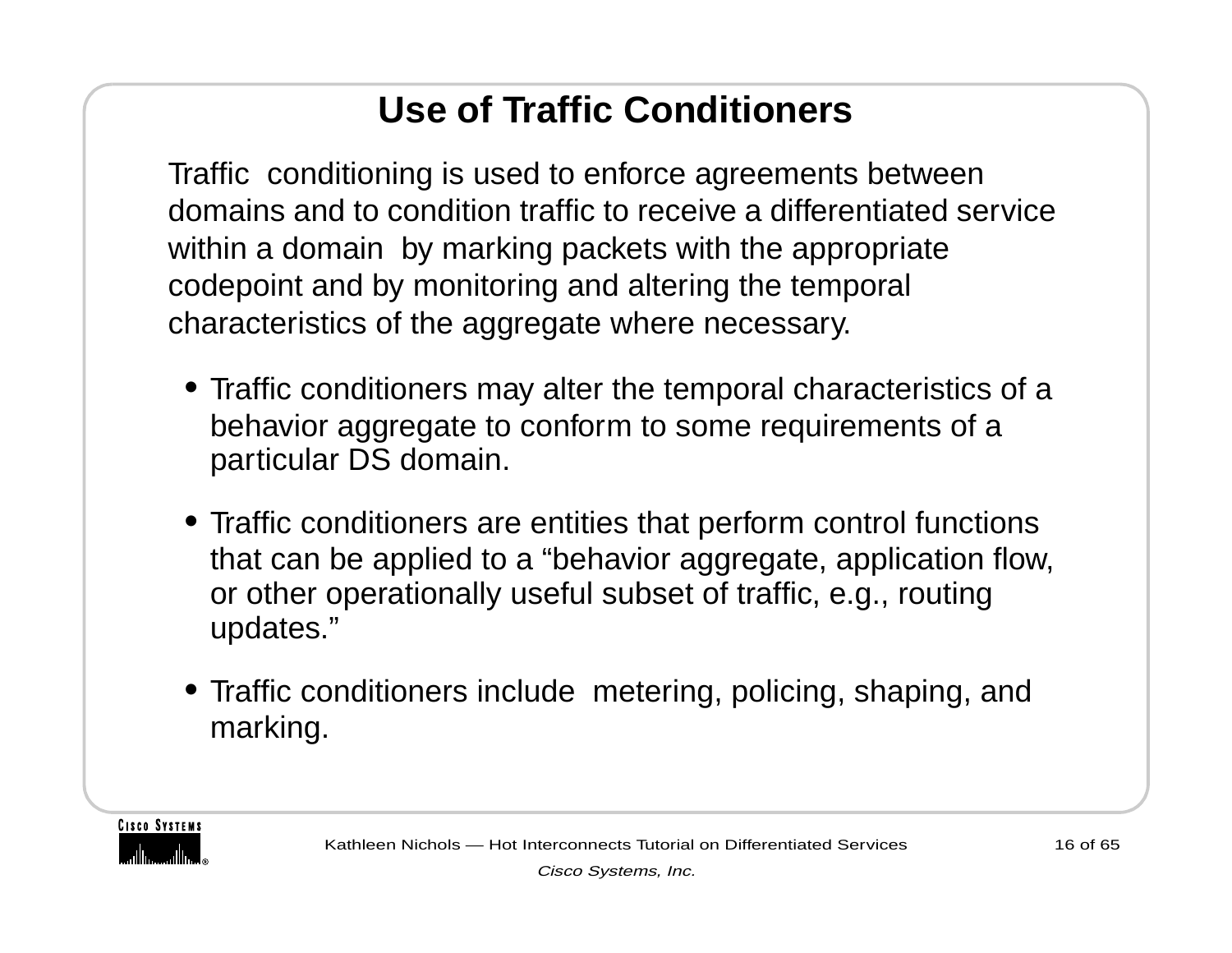# Use of Traffic Conditioners

Traffic conditioning is used to enforce agreements between domains and to condition traffic to receive a differentiated service within a domain by marking packets with the appropriate codepoint and by monitoring and altering the temporal characteristics of the aggregate where necessary.

- Traffic conditioners may alter the temporal characteristics of a behavior aggregate to conform to some requirements of a particular DS domain.
- Traffic conditioners are entities that perform control functions that can be applied to a "behavior aggregate, application flow, or other operationally useful subset of traffic, e.g., routing updates."
- Traffic conditioners include metering, policing, shaping, and marking.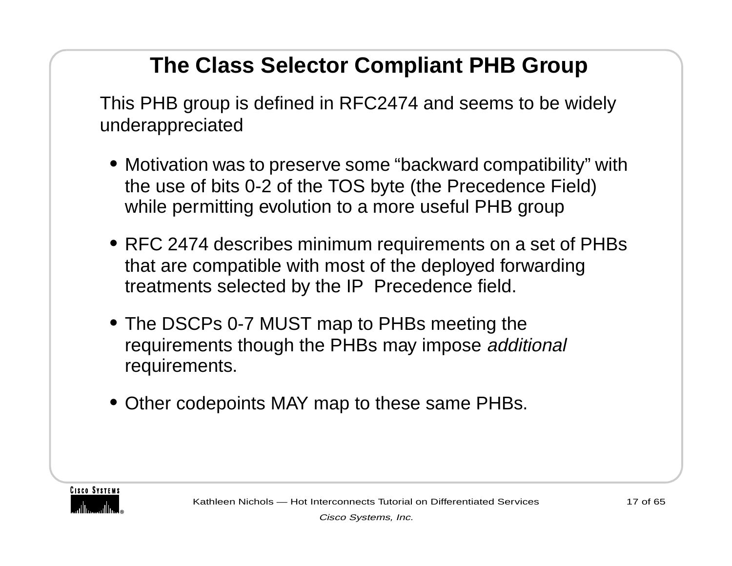# The Class Selector Compliant PHB Group

This PHB group is defined in RFC2474 and seems to be widely underappreciated

- Motivation was to preserve some “backward compatibility” with the use of bits 0-2 of the TOS byte (the Precedence Field) while permitting evolution to a more useful PHB group
- RFC 2474 describes minimum requirements on a set of PHBs that are compatible with most of the deployed forwarding treatments selected by the IP Precedence field.
- The DSCPs 0-7 MUST map to PHBs meeting the requirements though the PHBs may impose *additional* requirements.
- Other codepoints MAY map to these same PHBs.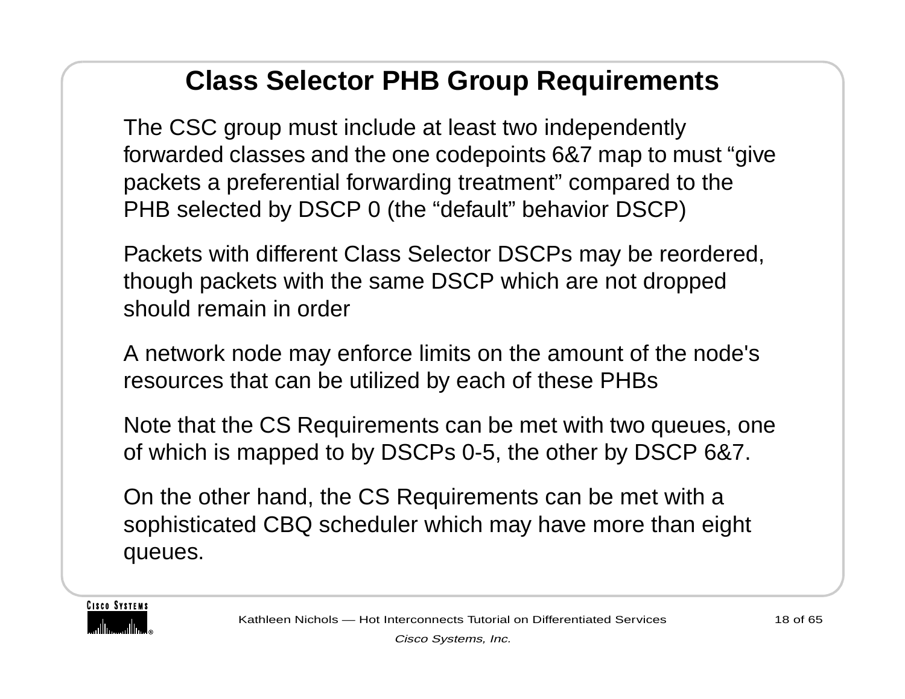# Class Selector PHB Group Requirements

The CSC group must include at least two independently forwarded classes and the one codepoints 6&7 map to must “give packets a preferential forwarding treatment” compared to the PHB selected by DSCP 0 (the “default” behavior DSCP)

Packets with different Class Selector DSCPs may be reordered, though packets with the same DSCP which are not dropped should remain in order

A network node may enforce limits on the amount of the node's resources that can be utilized by each of these PHBs

Note that the CS Requirements can be met with two queues, one of which is mapped to by DSCPs 0-5, the other by DSCP 6&7.

On the other hand, the CS Requirements can be met with a sophisticated CBQ scheduler which may have more than eight queues.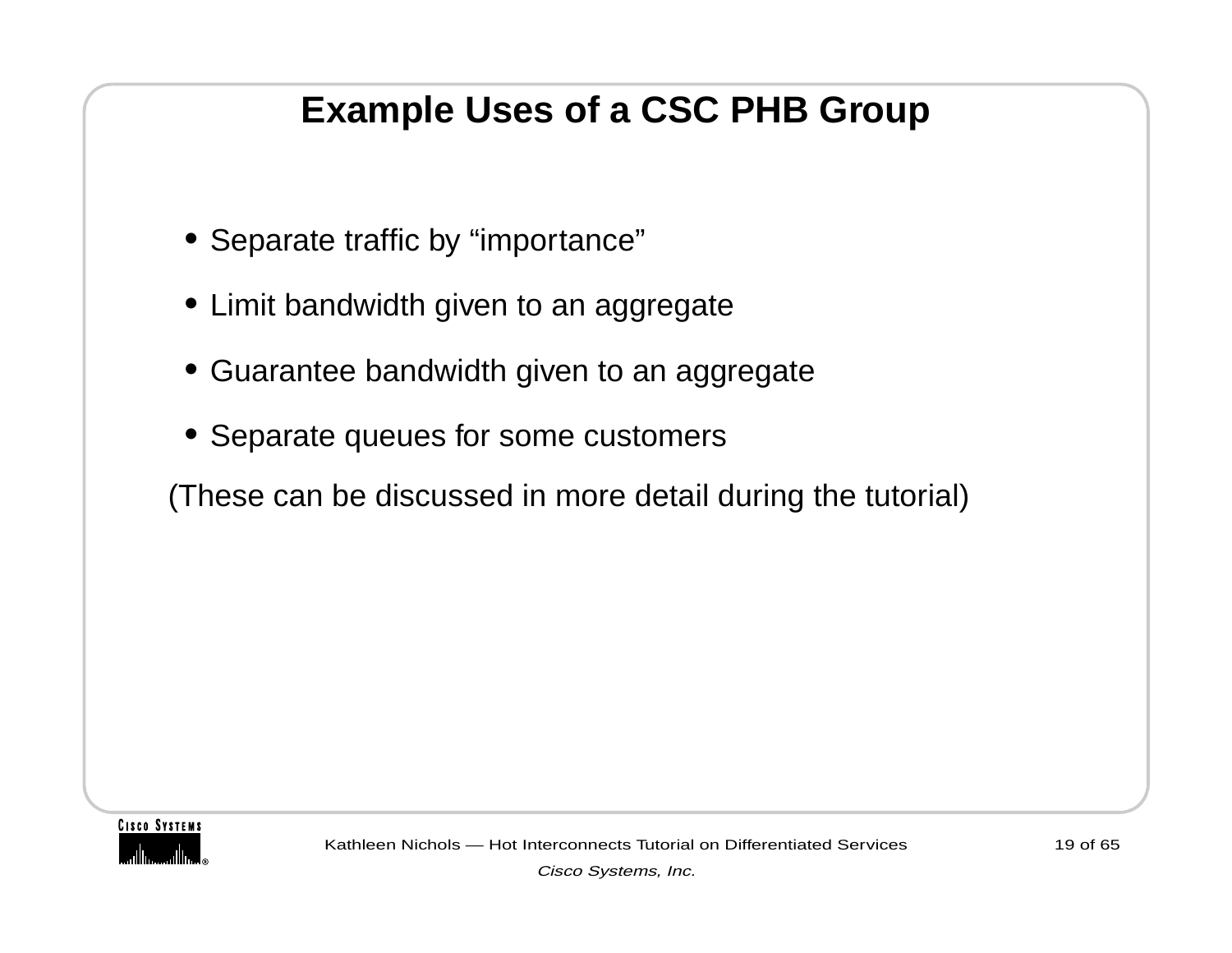# Example Uses of a CSC PHB Group

- Separate traffic by “importance”
- Limit bandwidth given to an aggregate
- Guarantee bandwidth given to an aggregate
- Separate queues for some customers

(These can be discussed in more detail during the tutorial)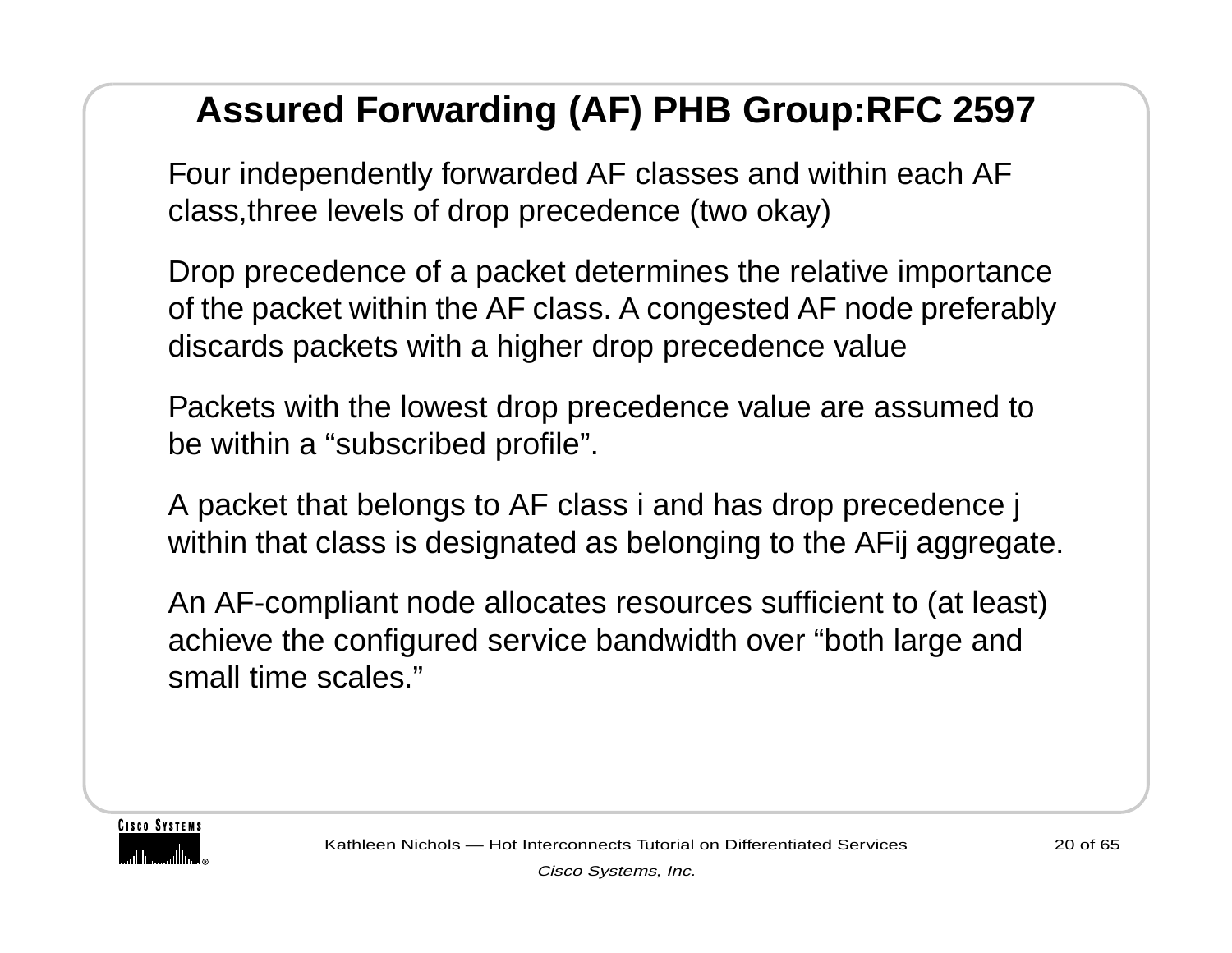# Assured Forwarding (AF) PHB Group:RFC 2597

Four independently forwarded AF classes and within each AF class,three levels of drop precedence (two okay)

Drop precedence of a packet determines the relative importance of the packet within the AF class. A congested AF node preferably discards packets with a higher drop precedence value

Packets with the lowest drop precedence value are assumed to be within a “subscribed profile”.

A packet that belongs to AF class i and has drop precedence j within that class is designated as belonging to the AFij aggregate.

An AF-compliant node allocates resources sufficient to (at least) achieve the configured service bandwidth over “both large and small time scales.”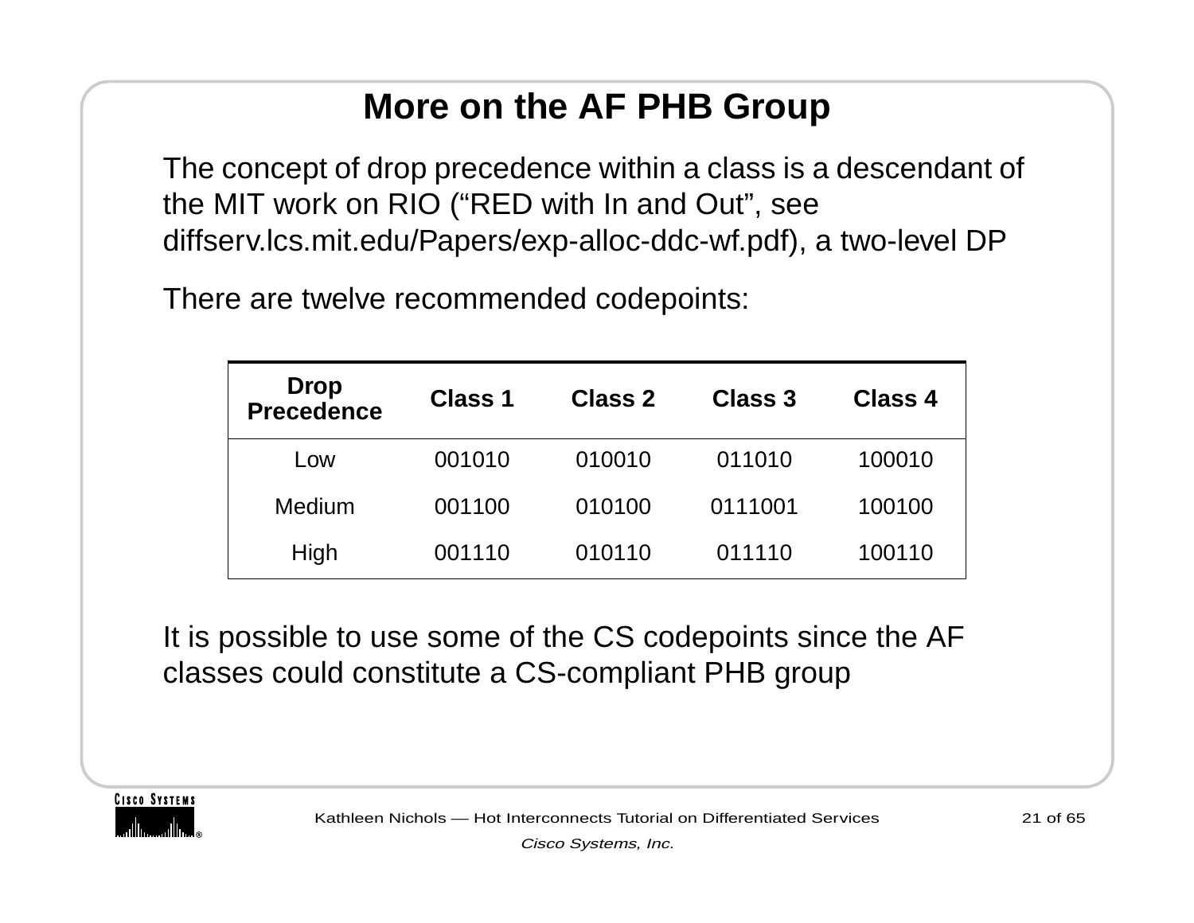# More on the AF PHB Group

The concept of drop precedence within a class is a descendant of the MIT work on RIO (“RED with In and Out”, see diffserv.lcs.mit.edu/Papers/exp-alloc-ddc-wf.pdf), a two-level DP

There are twelve recommended codepoints:

| Drop Precedence | Class 1 | Class 2 | Class 3 | Class 4 |
|---|---|---|---|---|
| Low | 001010 | 010010 | 011010 | 100010 |
| Medium | 001100 | 010100 | 0111001 | 100100 |
| High | 001110 | 010110 | 011110 | 100110 |

It is possible to use some of the CS codepoints since the AF classes could constitute a CS-compliant PHB group

Kathleen Nichols — Hot Interconnects Tutorial on Differentiated Services

*Cisco Systems, Inc.*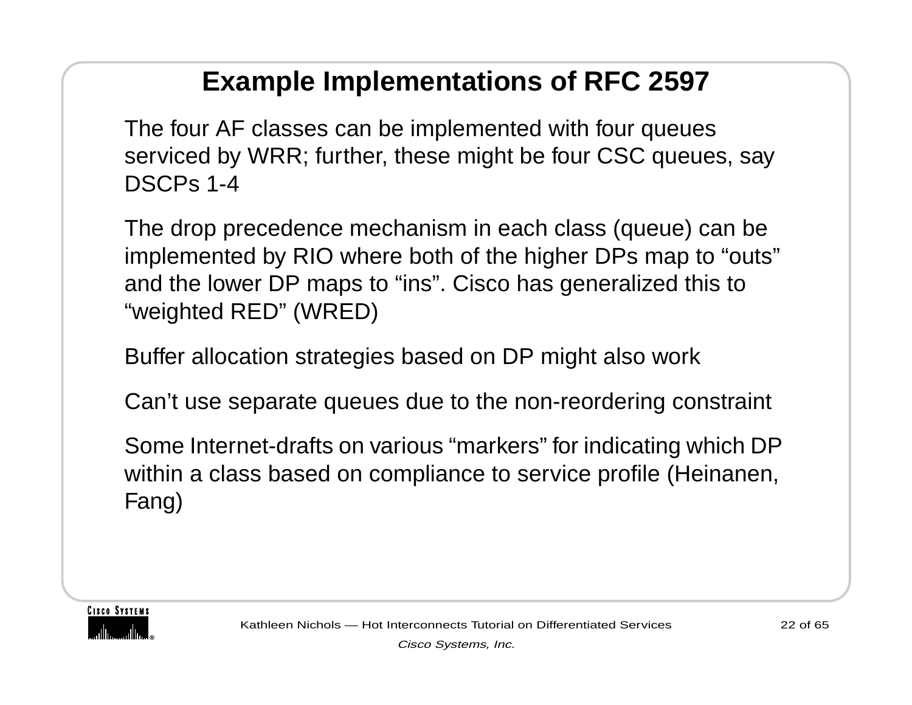# Example Implementations of RFC 2597

The four AF classes can be implemented with four queues serviced by WRR; further, these might be four CSC queues, say DSCPs 1-4

The drop precedence mechanism in each class (queue) can be implemented by RIO where both of the higher DPs map to “outs” and the lower DP maps to “ins”. Cisco has generalized this to “weighted RED” (WRED)

Buffer allocation strategies based on DP might also work

Can’t use separate queues due to the non-reordering constraint

Some Internet-drafts on various “markers” for indicating which DP within a class based on compliance to service profile (Heinanen, Fang)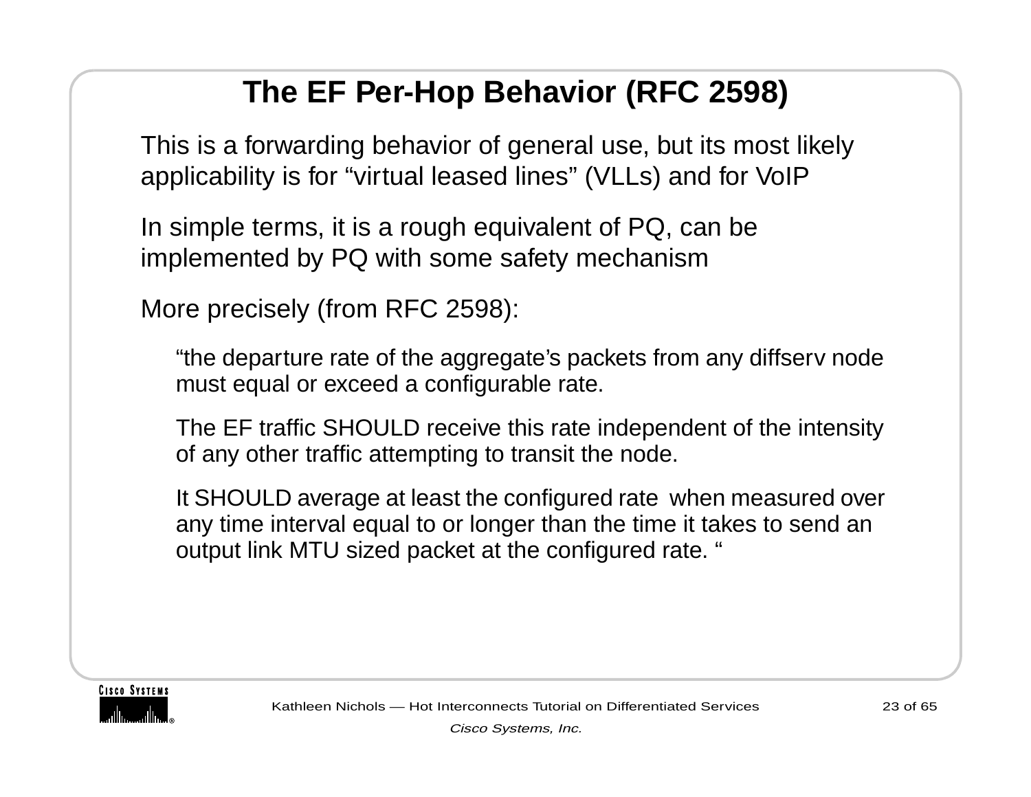# The EF Per-Hop Behavior (RFC 2598)

This is a forwarding behavior of general use, but its most likely applicability is for “virtual leased lines” (VLLs) and for VoIP

In simple terms, it is a rough equivalent of PQ, can be implemented by PQ with some safety mechanism

More precisely (from RFC 2598):

> “the departure rate of the aggregate’s packets from any diffserv node must equal or exceed a configurable rate.
>
> The EF traffic SHOULD receive this rate independent of the intensity of any other traffic attempting to transit the node.
>
> It SHOULD average at least the configured rate when measured over any time interval equal to or longer than the time it takes to send an output link MTU sized packet at the configured rate. “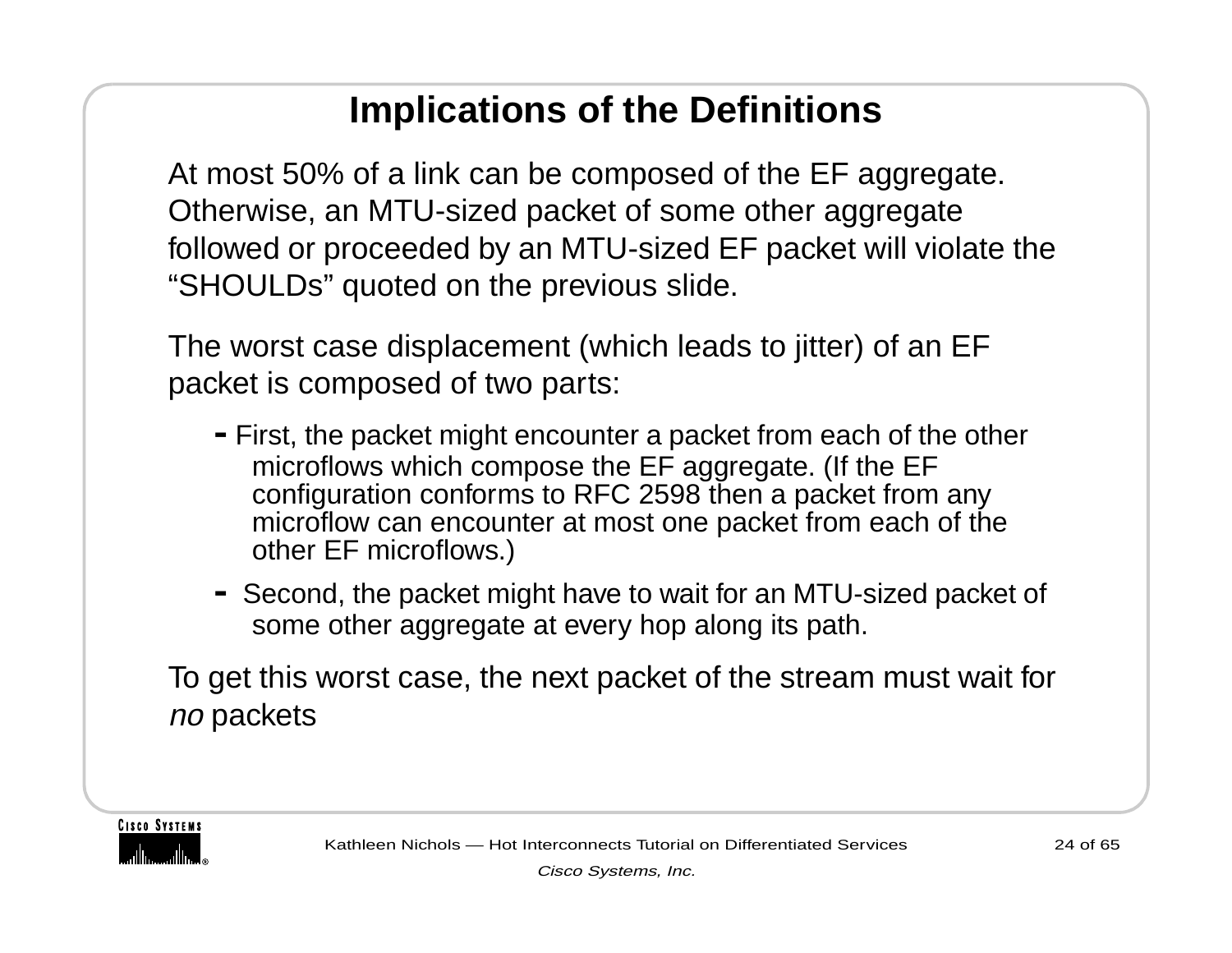# Implications of the Definitions

At most 50% of a link can be composed of the EF aggregate. Otherwise, an MTU-sized packet of some other aggregate followed or proceeded by an MTU-sized EF packet will violate the "SHOULDs" quoted on the previous slide.

The worst case displacement (which leads to jitter) of an EF packet is composed of two parts:

- First, the packet might encounter a packet from each of the other microflows which compose the EF aggregate. (If the EF configuration conforms to RFC 2598 then a packet from any microflow can encounter at most one packet from each of the other EF microflows.)
- Second, the packet might have to wait for an MTU-sized packet of some other aggregate at every hop along its path.

To get this worst case, the next packet of the stream must wait for *no* packets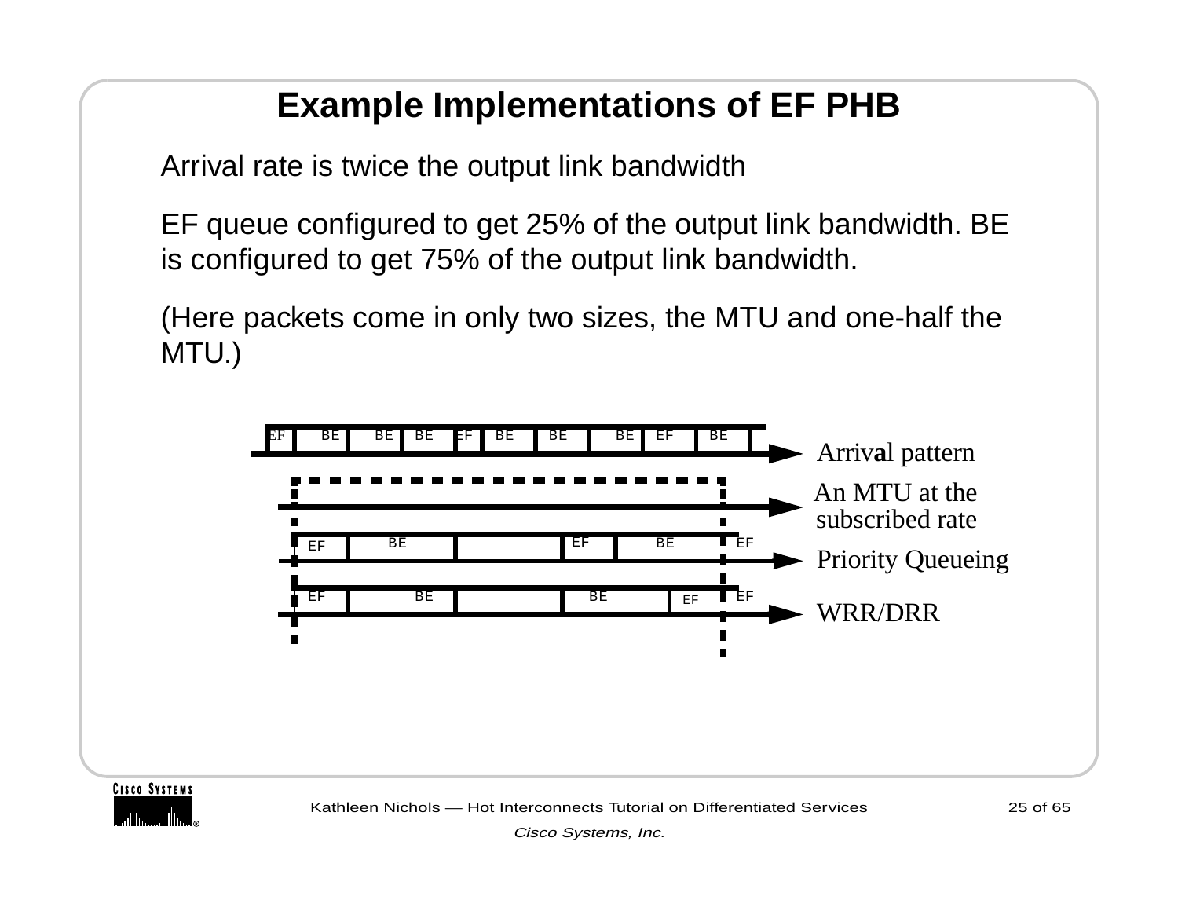# Example Implementations of EF PHB

Arrival rate is twice the output link bandwidth

EF queue configured to get 25% of the output link bandwidth. BE is configured to get 75% of the output link bandwidth.

(Here packets come in only two sizes, the MTU and one-half the MTU.)

EF BE BE BE EF BE BE BE EF BE — Arrival pattern

An MTU at the subscribed rate

EF BE EF BE EF — Priority Queueing

EF BE BE EF EF — WRR/DRR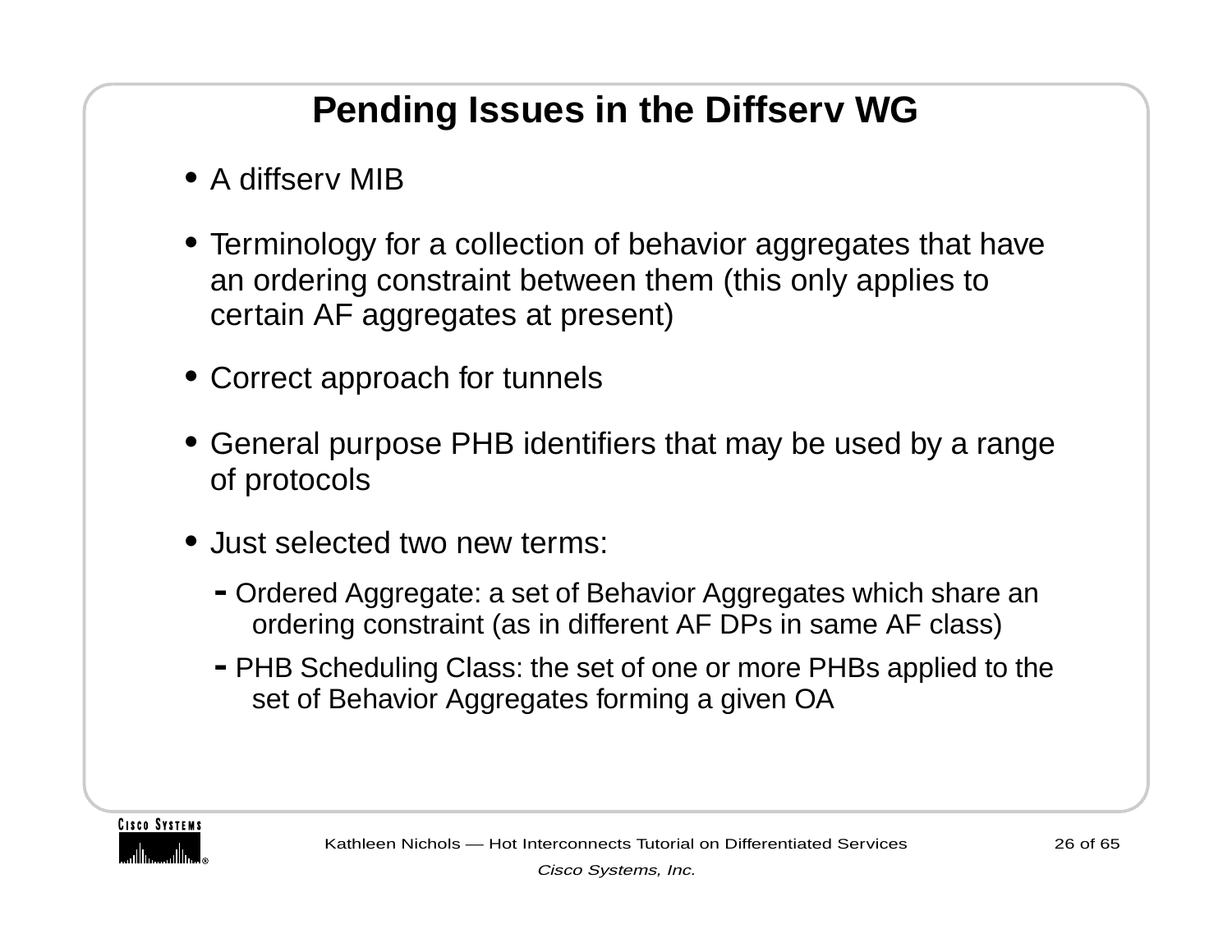# Pending Issues in the Diffserv WG

- A diffserv MIB
- Terminology for a collection of behavior aggregates that have an ordering constraint between them (this only applies to certain AF aggregates at present)
- Correct approach for tunnels
- General purpose PHB identifiers that may be used by a range of protocols
- Just selected two new terms:
  - Ordered Aggregate: a set of Behavior Aggregates which share an ordering constraint (as in different AF DPs in same AF class)
  - PHB Scheduling Class: the set of one or more PHBs applied to the set of Behavior Aggregates forming a given OA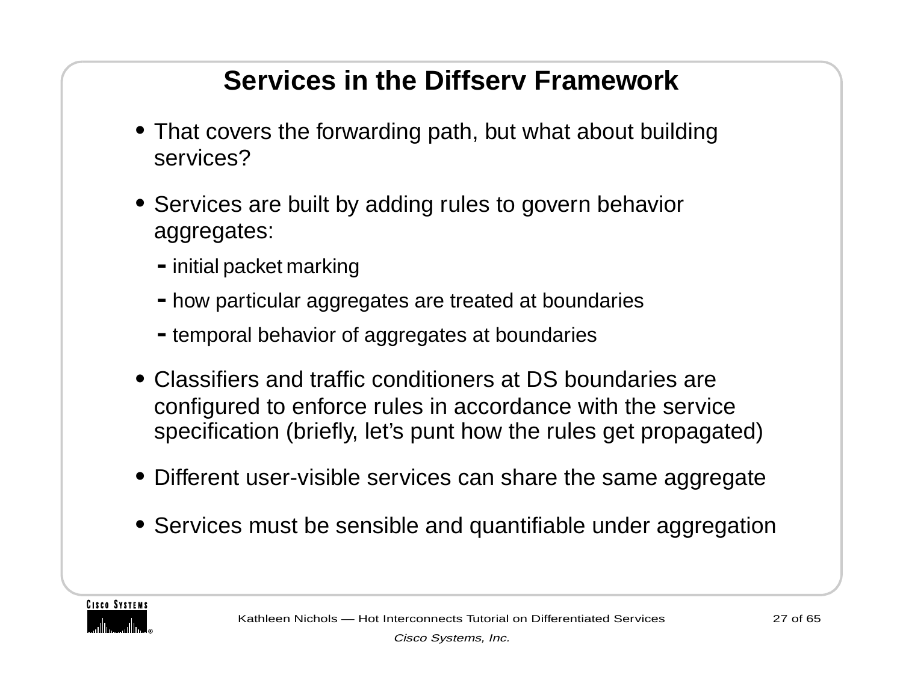# Services in the Diffserv Framework

- That covers the forwarding path, but what about building services?
- Services are built by adding rules to govern behavior aggregates:
  - initial packet marking
  - how particular aggregates are treated at boundaries
  - temporal behavior of aggregates at boundaries
- Classifiers and traffic conditioners at DS boundaries are configured to enforce rules in accordance with the service specification (briefly, let's punt how the rules get propagated)
- Different user-visible services can share the same aggregate
- Services must be sensible and quantifiable under aggregation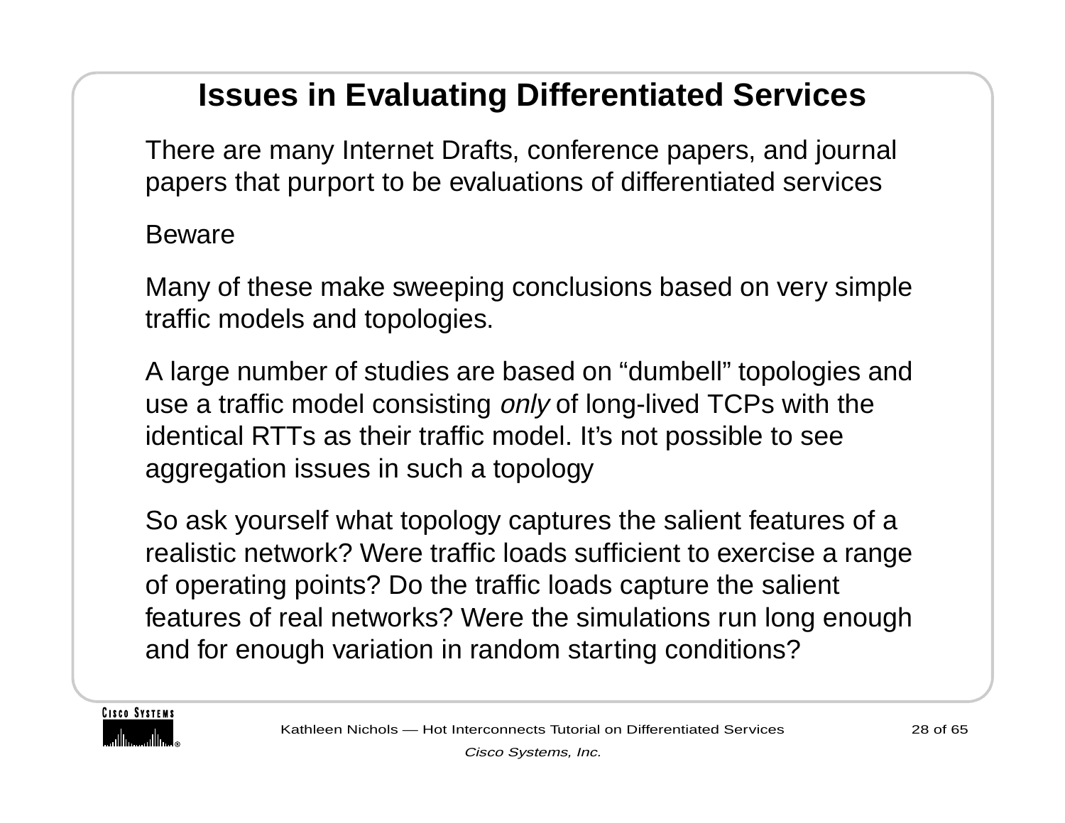# Issues in Evaluating Differentiated Services

There are many Internet Drafts, conference papers, and journal papers that purport to be evaluations of differentiated services

Beware

Many of these make sweeping conclusions based on very simple traffic models and topologies.

A large number of studies are based on “dumbell” topologies and use a traffic model consisting *only* of long-lived TCPs with the identical RTTs as their traffic model. It’s not possible to see aggregation issues in such a topology

So ask yourself what topology captures the salient features of a realistic network? Were traffic loads sufficient to exercise a range of operating points? Do the traffic loads capture the salient features of real networks? Were the simulations run long enough and for enough variation in random starting conditions?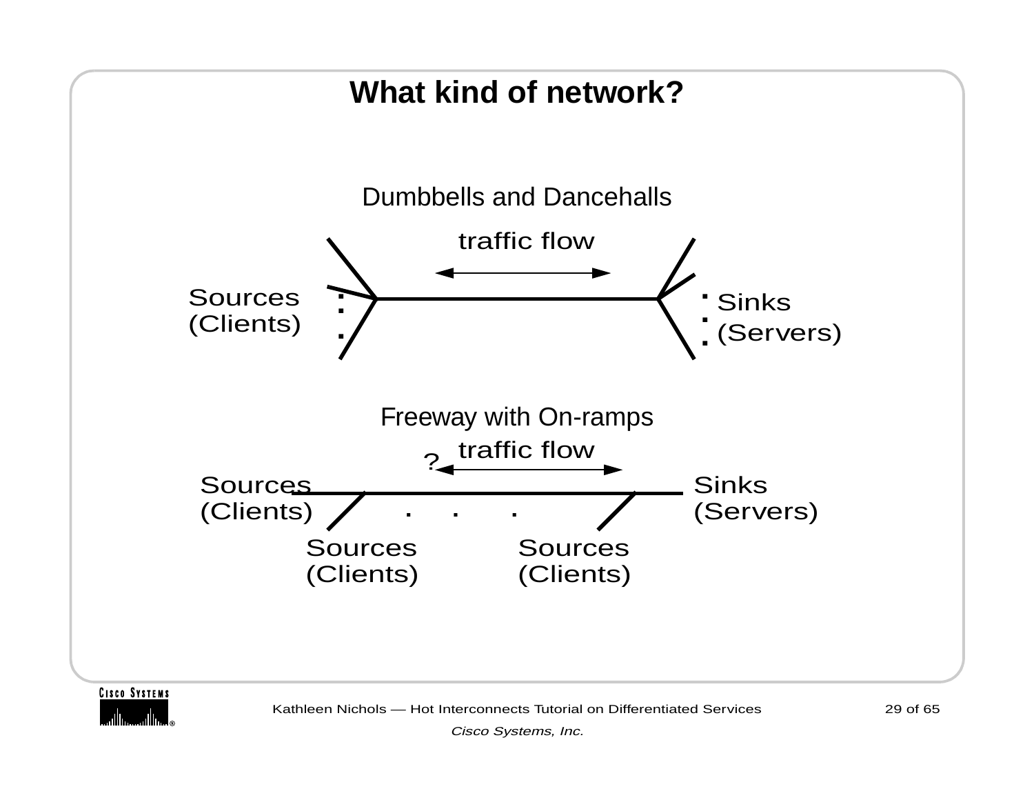# What kind of network?

Dumbbells and Dancehalls

traffic flow

Sources
(Clients)

Sinks
(Servers)

Freeway with On-ramps

? traffic flow

Sources
(Clients)

Sinks
(Servers)

Sources
(Clients)

Sources
(Clients)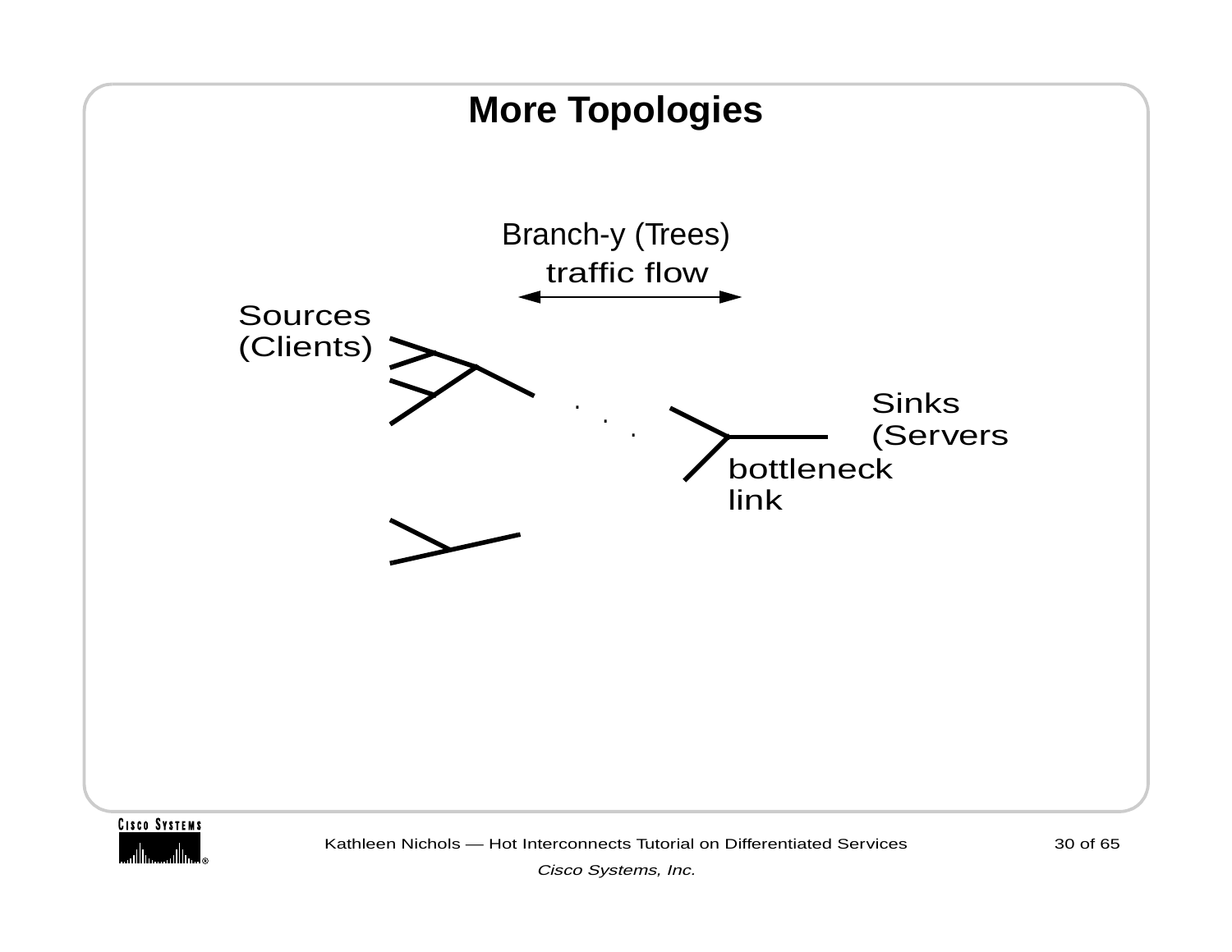# More Topologies

Branch-y (Trees)

traffic flow

Sources
(Clients)

Sinks
(Servers

bottleneck
link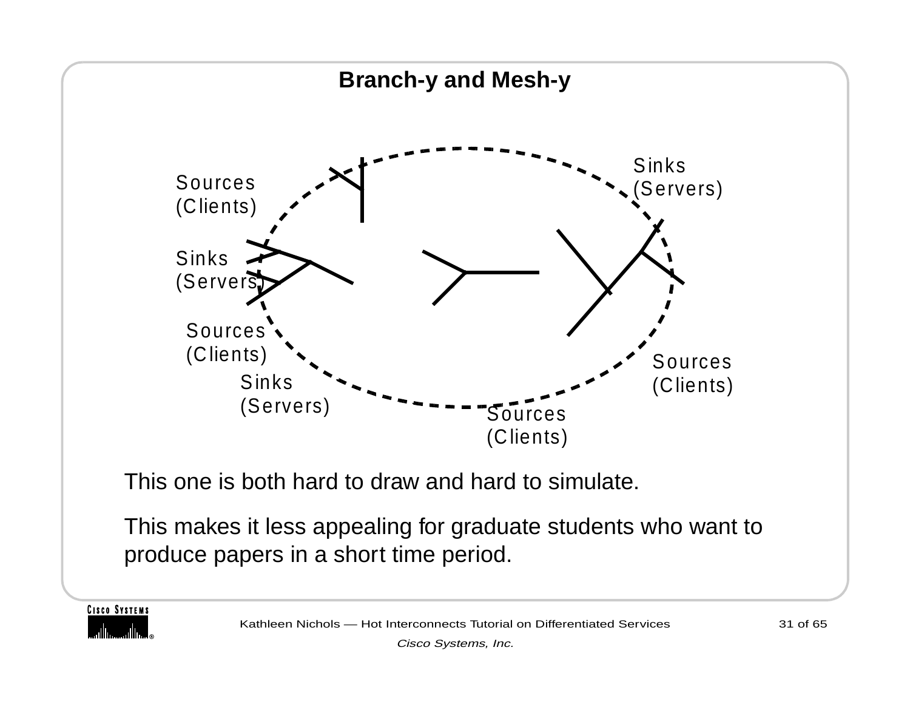# Branch-y and Mesh-y

Sources (Clients)

Sinks (Servers)

Sources (Clients)

Sinks (Servers)

Sinks (Servers)

Sources (Clients)

Sources (Clients)

This one is both hard to draw and hard to simulate.

This makes it less appealing for graduate students who want to produce papers in a short time period.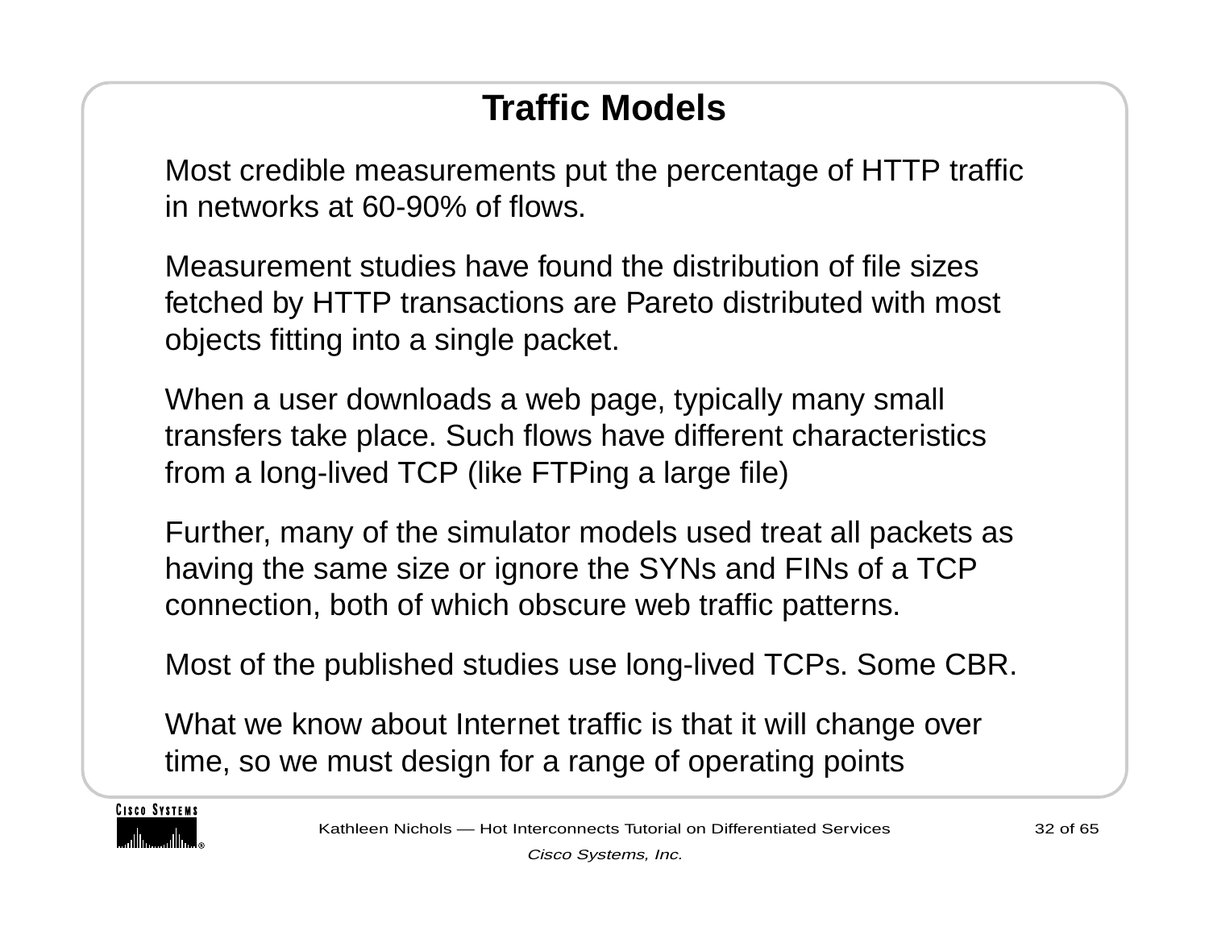# Traffic Models

Most credible measurements put the percentage of HTTP traffic in networks at 60-90% of flows.

Measurement studies have found the distribution of file sizes fetched by HTTP transactions are Pareto distributed with most objects fitting into a single packet.

When a user downloads a web page, typically many small transfers take place. Such flows have different characteristics from a long-lived TCP (like FTPing a large file)

Further, many of the simulator models used treat all packets as having the same size or ignore the SYNs and FINs of a TCP connection, both of which obscure web traffic patterns.

Most of the published studies use long-lived TCPs. Some CBR.

What we know about Internet traffic is that it will change over time, so we must design for a range of operating points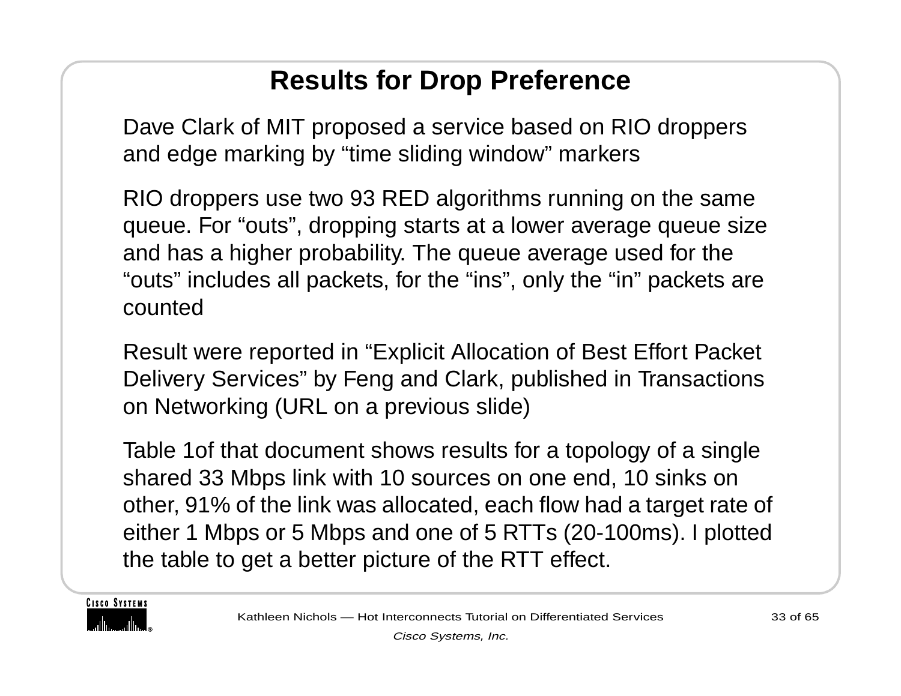# Results for Drop Preference

Dave Clark of MIT proposed a service based on RIO droppers and edge marking by “time sliding window” markers

RIO droppers use two 93 RED algorithms running on the same queue. For “outs”, dropping starts at a lower average queue size and has a higher probability. The queue average used for the “outs” includes all packets, for the “ins”, only the “in” packets are counted

Result were reported in “Explicit Allocation of Best Effort Packet Delivery Services” by Feng and Clark, published in Transactions on Networking (URL on a previous slide)

Table 1of that document shows results for a topology of a single shared 33 Mbps link with 10 sources on one end, 10 sinks on other, 91% of the link was allocated, each flow had a target rate of either 1 Mbps or 5 Mbps and one of 5 RTTs (20-100ms). I plotted the table to get a better picture of the RTT effect.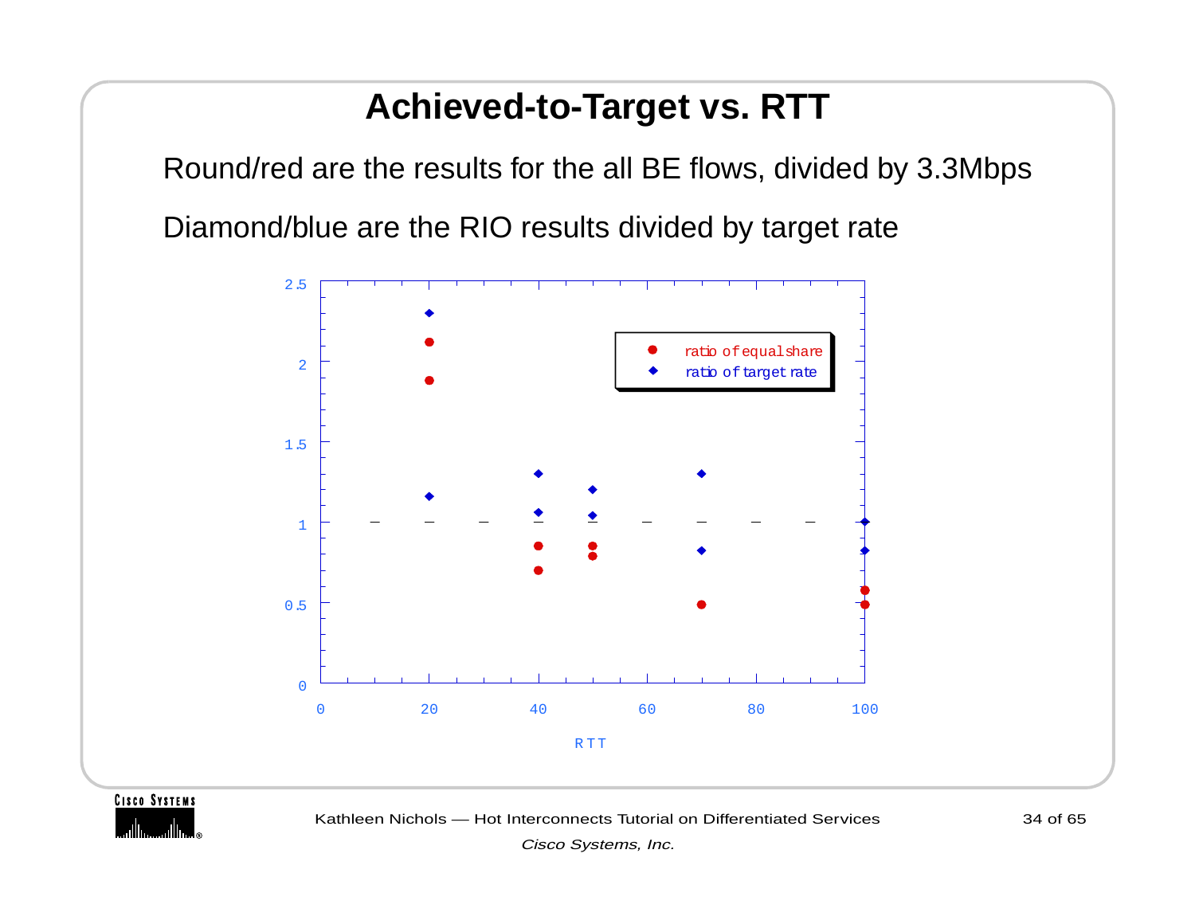# Achieved-to-Target vs. RTT

Round/red are the results for the all BE flows, divided by 3.3Mbps

Diamond/blue are the RIO results divided by target rate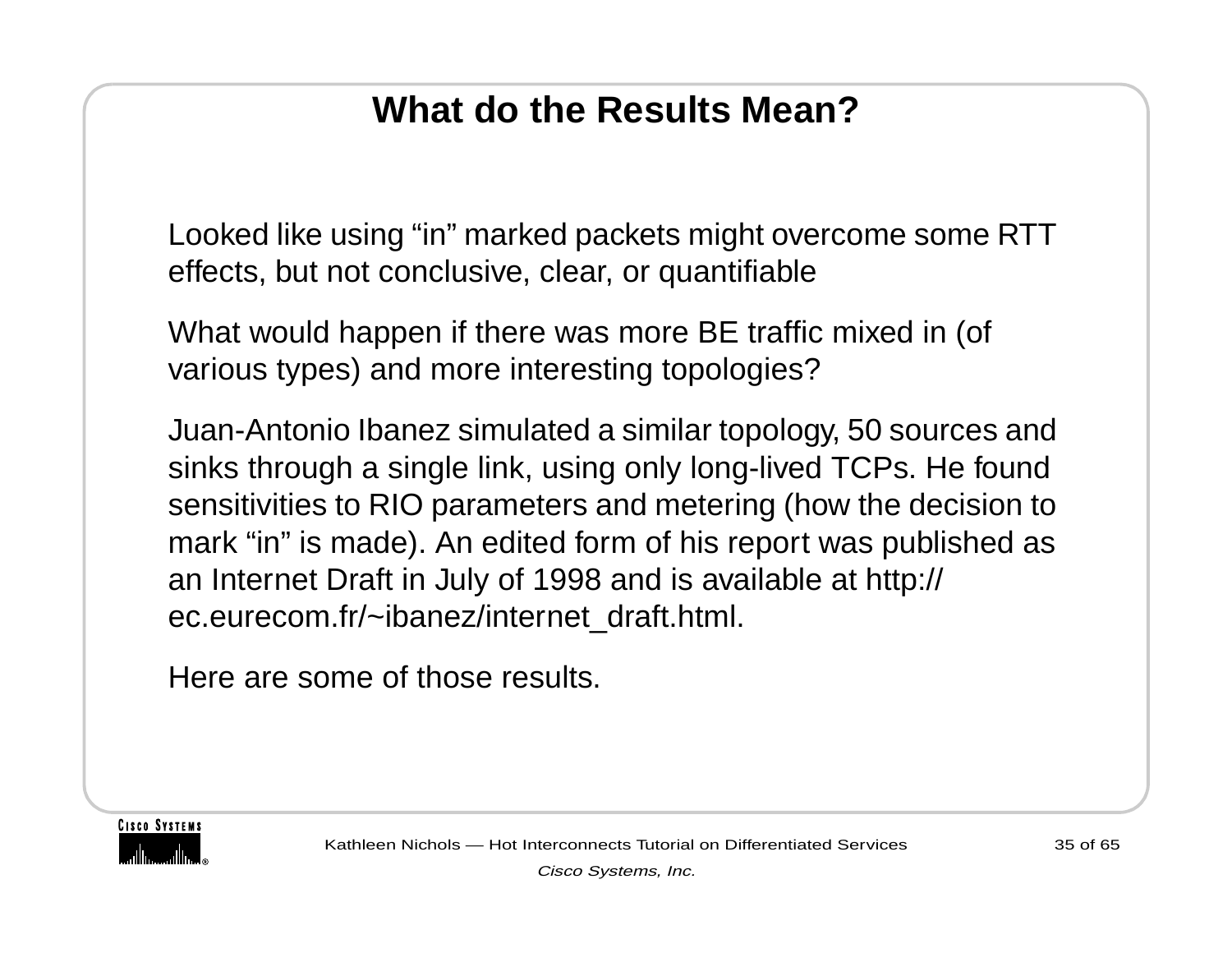# What do the Results Mean?

Looked like using "in" marked packets might overcome some RTT effects, but not conclusive, clear, or quantifiable

What would happen if there was more BE traffic mixed in (of various types) and more interesting topologies?

Juan-Antonio Ibanez simulated a similar topology, 50 sources and sinks through a single link, using only long-lived TCPs. He found sensitivities to RIO parameters and metering (how the decision to mark "in" is made). An edited form of his report was published as an Internet Draft in July of 1998 and is available at http://ec.eurecom.fr/~ibanez/internet_draft.html.

Here are some of those results.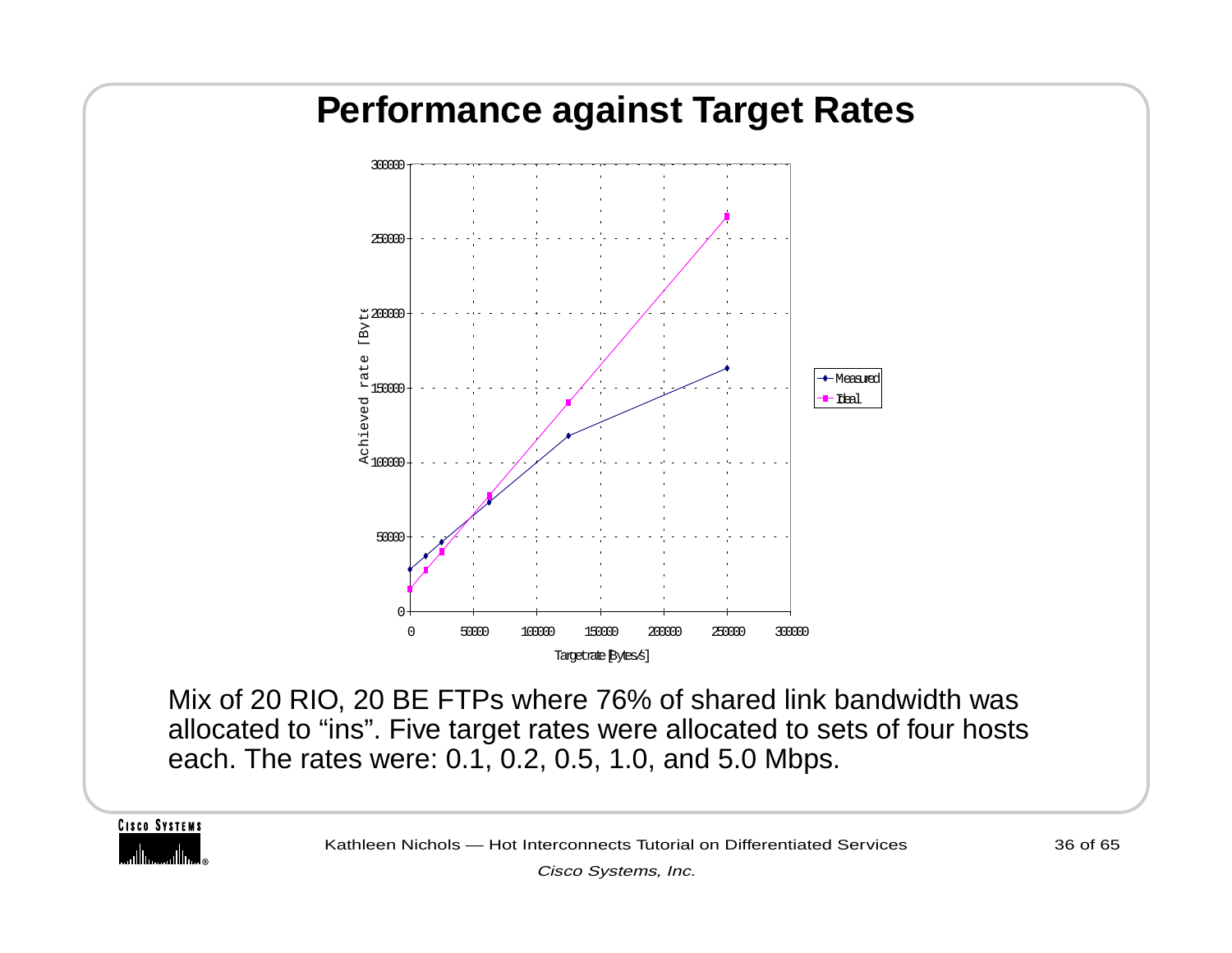# Performance against Target Rates

Mix of 20 RIO, 20 BE FTPs where 76% of shared link bandwidth was allocated to “ins”. Five target rates were allocated to sets of four hosts each. The rates were: 0.1, 0.2, 0.5, 1.0, and 5.0 Mbps.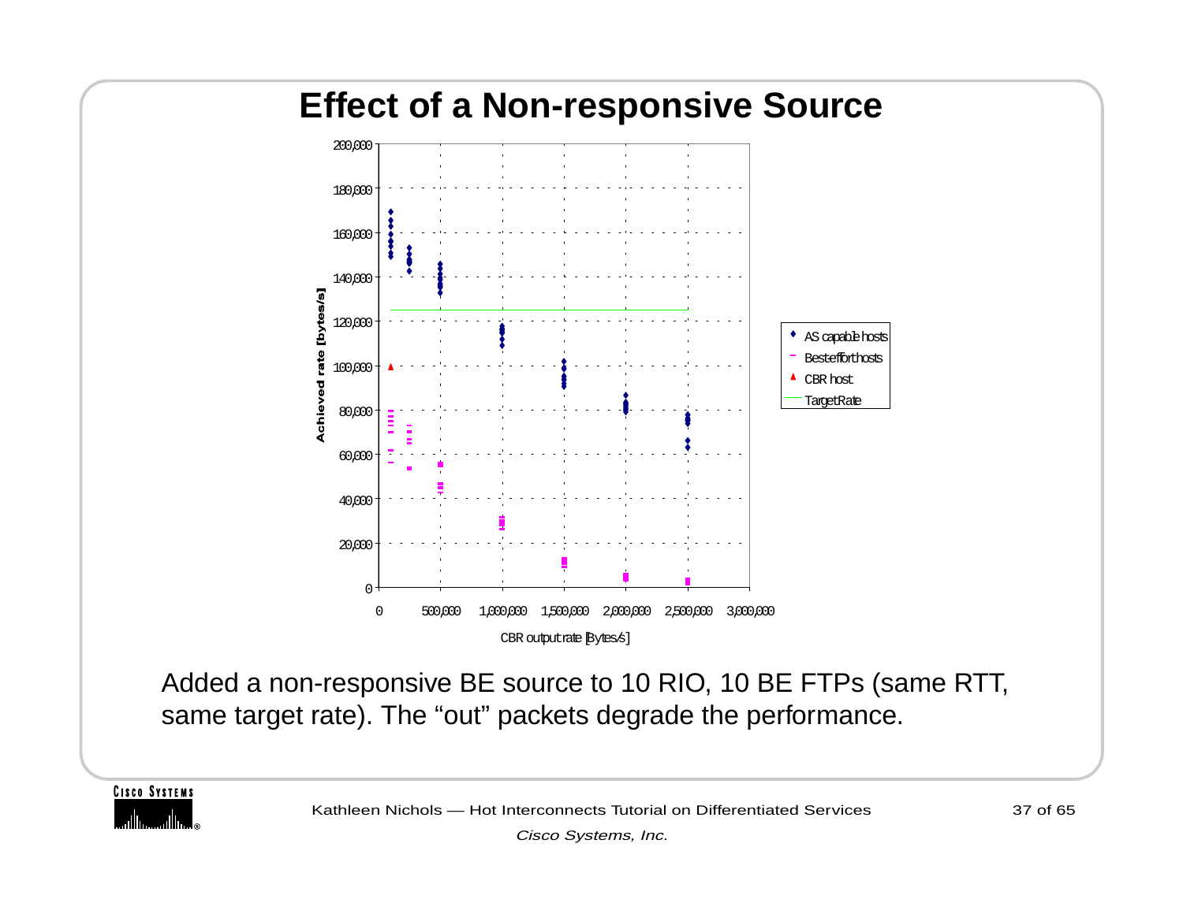# Effect of a Non-responsive Source

Added a non-responsive BE source to 10 RIO, 10 BE FTPs (same RTT, same target rate). The “out” packets degrade the performance.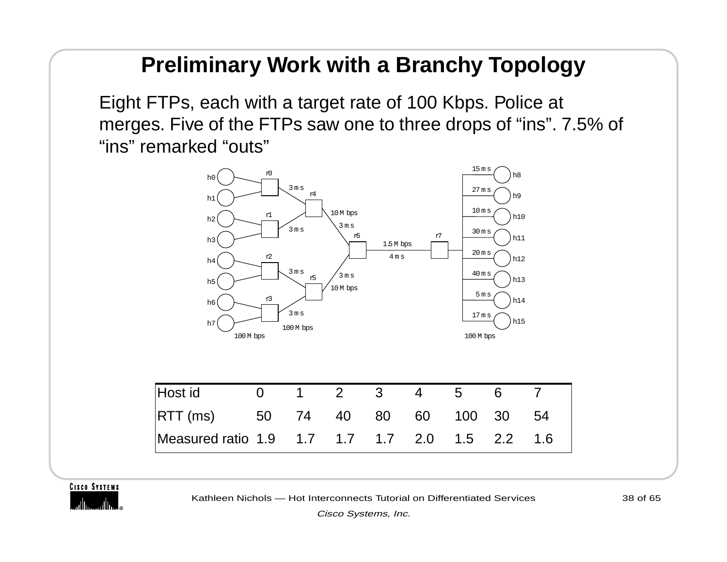# Preliminary Work with a Branchy Topology

Eight FTPs, each with a target rate of 100 Kbps. Police at merges. Five of the FTPs saw one to three drops of “ins”. 7.5% of “ins” remarked “outs”

| Host id | 0 | 1 | 2 | 3 | 4 | 5 | 6 | 7 |
|---|---|---|---|---|---|---|---|---|
| RTT (ms) | 50 | 74 | 40 | 80 | 60 | 100 | 30 | 54 |
| Measured ratio | 1.9 | 1.7 | 1.7 | 1.7 | 2.0 | 1.5 | 2.2 | 1.6 |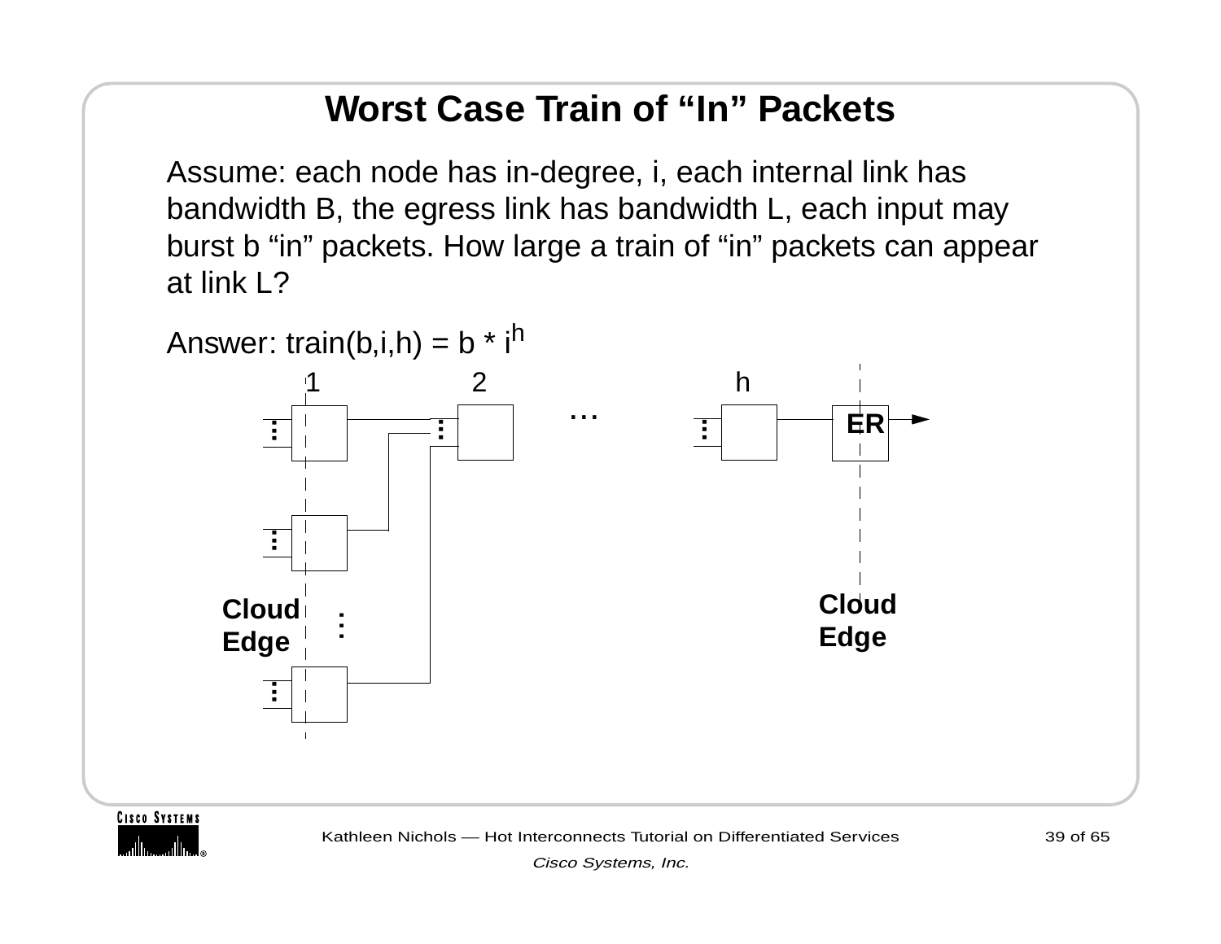# Worst Case Train of "In" Packets

Assume: each node has in-degree, i, each internal link has bandwidth B, the egress link has bandwidth L, each input may burst b "in" packets. How large a train of "in" packets can appear at link L?

Answer: train(b,i,h) = $b * i^h$

1 2 ... h

ER

Cloud Edge

Cloud Edge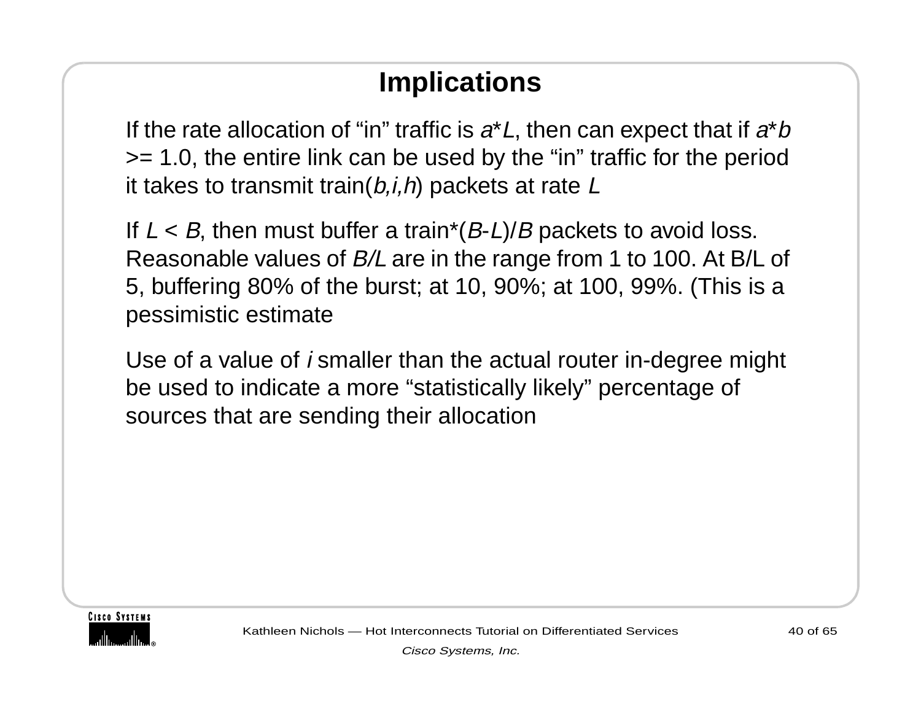# Implications

If the rate allocation of “in” traffic is $a*L$, then can expect that if $a*b$ >= 1.0, the entire link can be used by the “in” traffic for the period it takes to transmit train($b,i,h$) packets at rate $L$

If $L < B$, then must buffer a train*($B$-$L$)/$B$ packets to avoid loss. Reasonable values of $B/L$ are in the range from 1 to 100. At B/L of 5, buffering 80% of the burst; at 10, 90%; at 100, 99%. (This is a pessimistic estimate

Use of a value of $i$ smaller than the actual router in-degree might be used to indicate a more “statistically likely” percentage of sources that are sending their allocation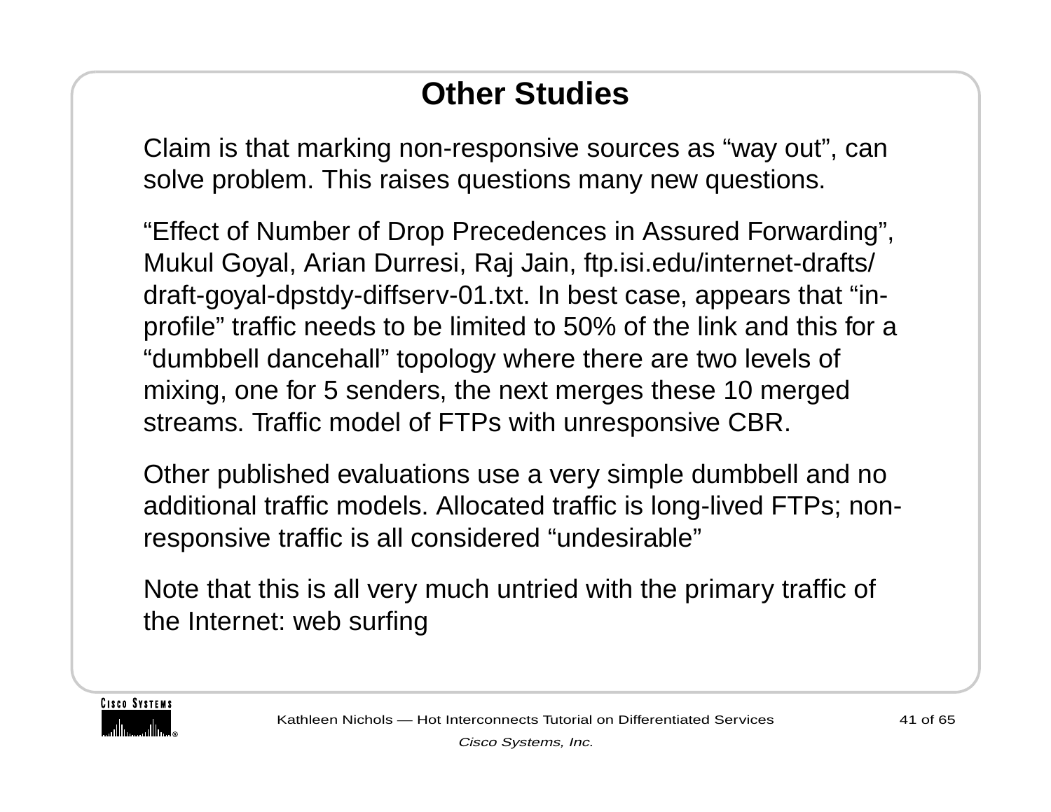# Other Studies

Claim is that marking non-responsive sources as “way out”, can solve problem. This raises questions many new questions.

“Effect of Number of Drop Precedences in Assured Forwarding”, Mukul Goyal, Arian Durresi, Raj Jain, ftp.isi.edu/internet-drafts/draft-goyal-dpstdy-diffserv-01.txt. In best case, appears that “in-profile” traffic needs to be limited to 50% of the link and this for a “dumbbell dancehall” topology where there are two levels of mixing, one for 5 senders, the next merges these 10 merged streams. Traffic model of FTPs with unresponsive CBR.

Other published evaluations use a very simple dumbbell and no additional traffic models. Allocated traffic is long-lived FTPs; non-responsive traffic is all considered “undesirable”

Note that this is all very much untried with the primary traffic of the Internet: web surfing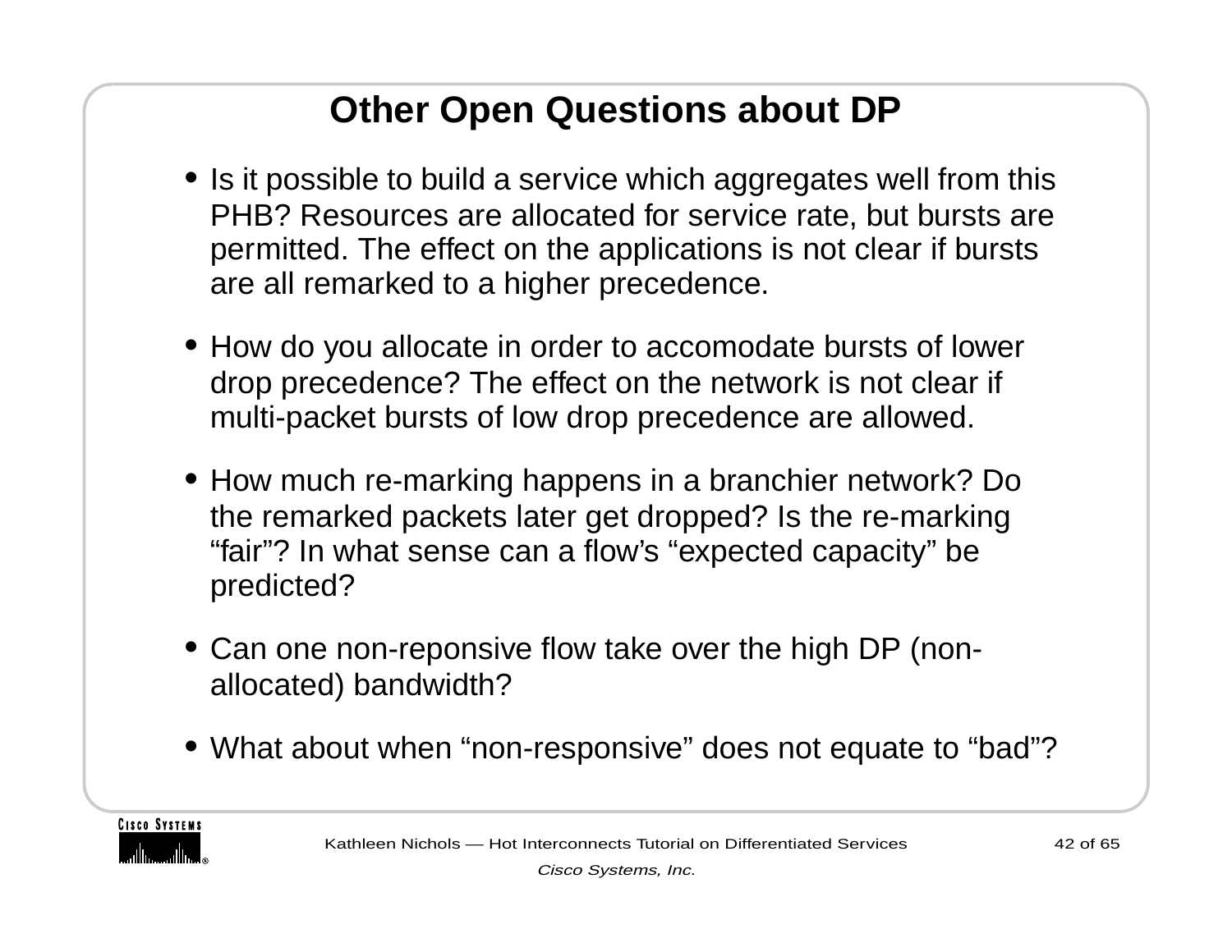# Other Open Questions about DP

- Is it possible to build a service which aggregates well from this PHB? Resources are allocated for service rate, but bursts are permitted. The effect on the applications is not clear if bursts are all remarked to a higher precedence.
- How do you allocate in order to accomodate bursts of lower drop precedence? The effect on the network is not clear if multi-packet bursts of low drop precedence are allowed.
- How much re-marking happens in a branchier network? Do the remarked packets later get dropped? Is the re-marking "fair"? In what sense can a flow's "expected capacity" be predicted?
- Can one non-reponsive flow take over the high DP (non-allocated) bandwidth?
- What about when "non-responsive" does not equate to "bad"?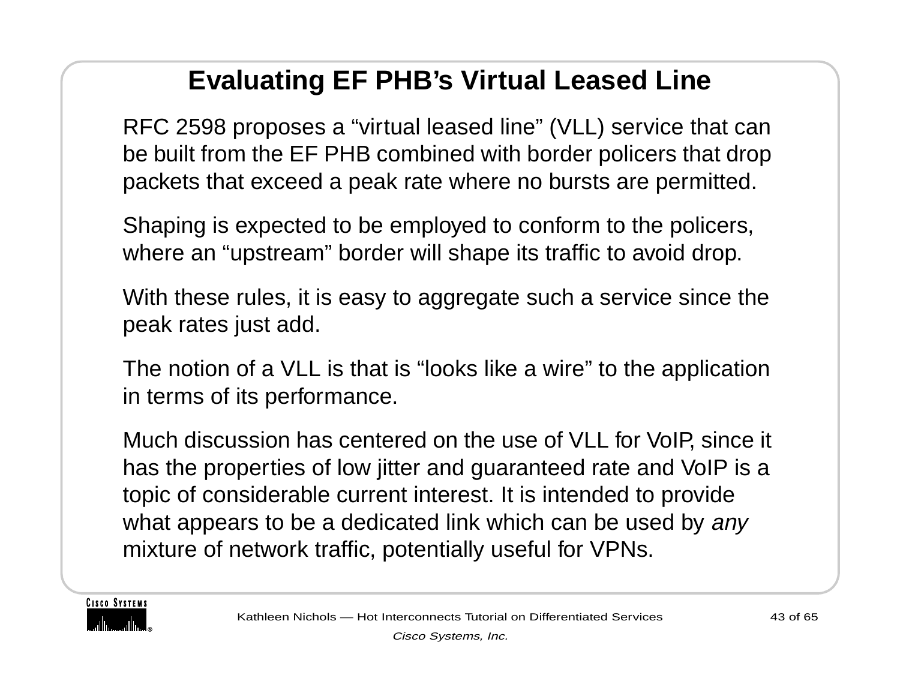# Evaluating EF PHB's Virtual Leased Line

RFC 2598 proposes a "virtual leased line" (VLL) service that can be built from the EF PHB combined with border policers that drop packets that exceed a peak rate where no bursts are permitted.

Shaping is expected to be employed to conform to the policers, where an "upstream" border will shape its traffic to avoid drop.

With these rules, it is easy to aggregate such a service since the peak rates just add.

The notion of a VLL is that is "looks like a wire" to the application in terms of its performance.

Much discussion has centered on the use of VLL for VoIP, since it has the properties of low jitter and guaranteed rate and VoIP is a topic of considerable current interest. It is intended to provide what appears to be a dedicated link which can be used by *any* mixture of network traffic, potentially useful for VPNs.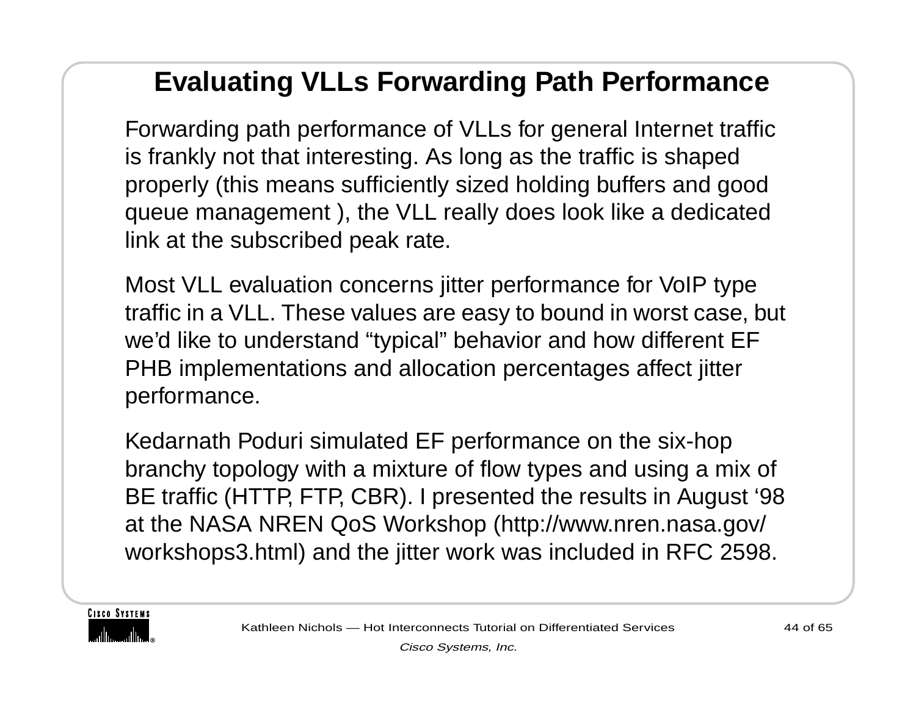# Evaluating VLLs Forwarding Path Performance

Forwarding path performance of VLLs for general Internet traffic is frankly not that interesting. As long as the traffic is shaped properly (this means sufficiently sized holding buffers and good queue management ), the VLL really does look like a dedicated link at the subscribed peak rate.

Most VLL evaluation concerns jitter performance for VoIP type traffic in a VLL. These values are easy to bound in worst case, but we'd like to understand "typical" behavior and how different EF PHB implementations and allocation percentages affect jitter performance.

Kedarnath Poduri simulated EF performance on the six-hop branchy topology with a mixture of flow types and using a mix of BE traffic (HTTP, FTP, CBR). I presented the results in August '98 at the NASA NREN QoS Workshop (http://www.nren.nasa.gov/workshops3.html) and the jitter work was included in RFC 2598.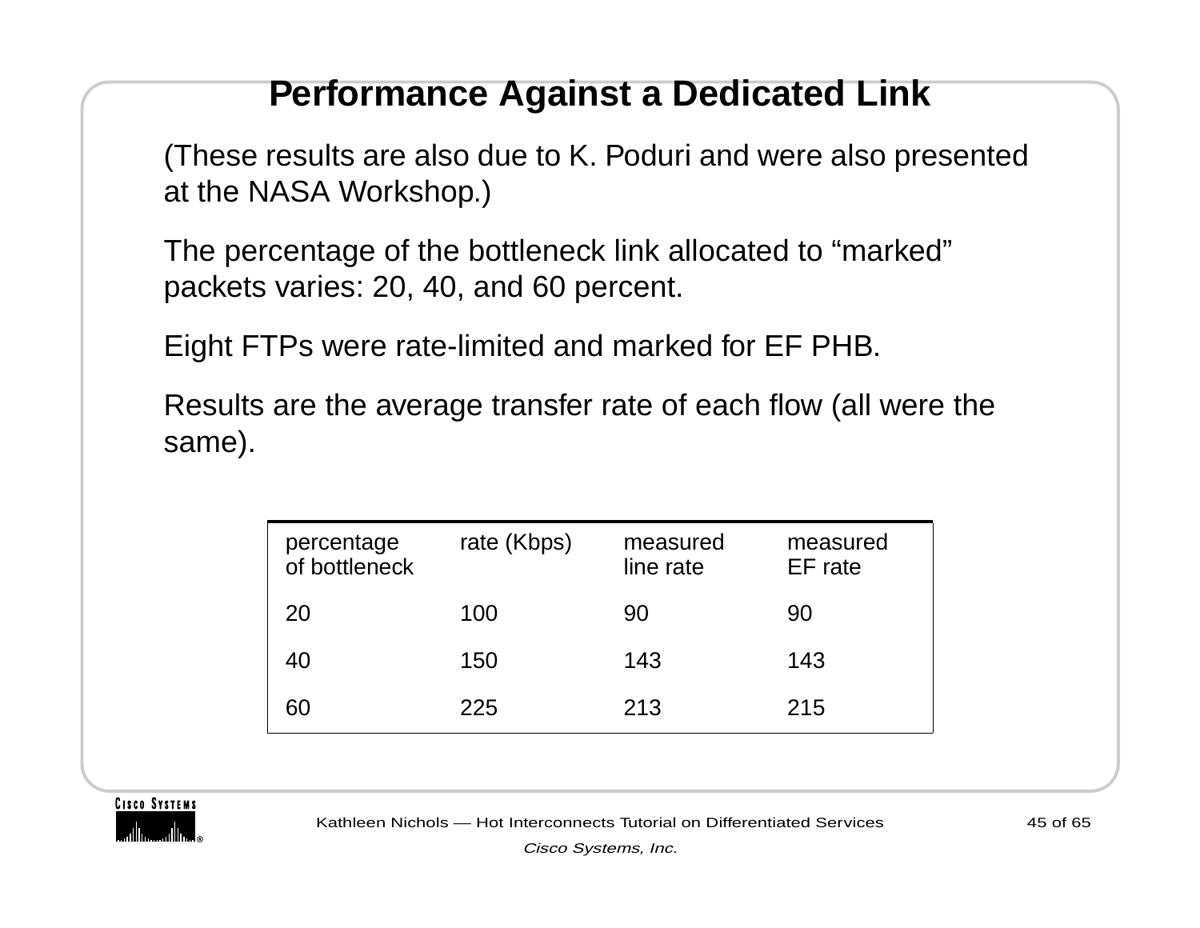# Performance Against a Dedicated Link

(These results are also due to K. Poduri and were also presented at the NASA Workshop.)

The percentage of the bottleneck link allocated to “marked” packets varies: 20, 40, and 60 percent.

Eight FTPs were rate-limited and marked for EF PHB.

Results are the average transfer rate of each flow (all were the same).

| percentage of bottleneck | rate (Kbps) | measured line rate | measured EF rate |
|---|---|---|---|
| 20 | 100 | 90 | 90 |
| 40 | 150 | 143 | 143 |
| 60 | 225 | 213 | 215 |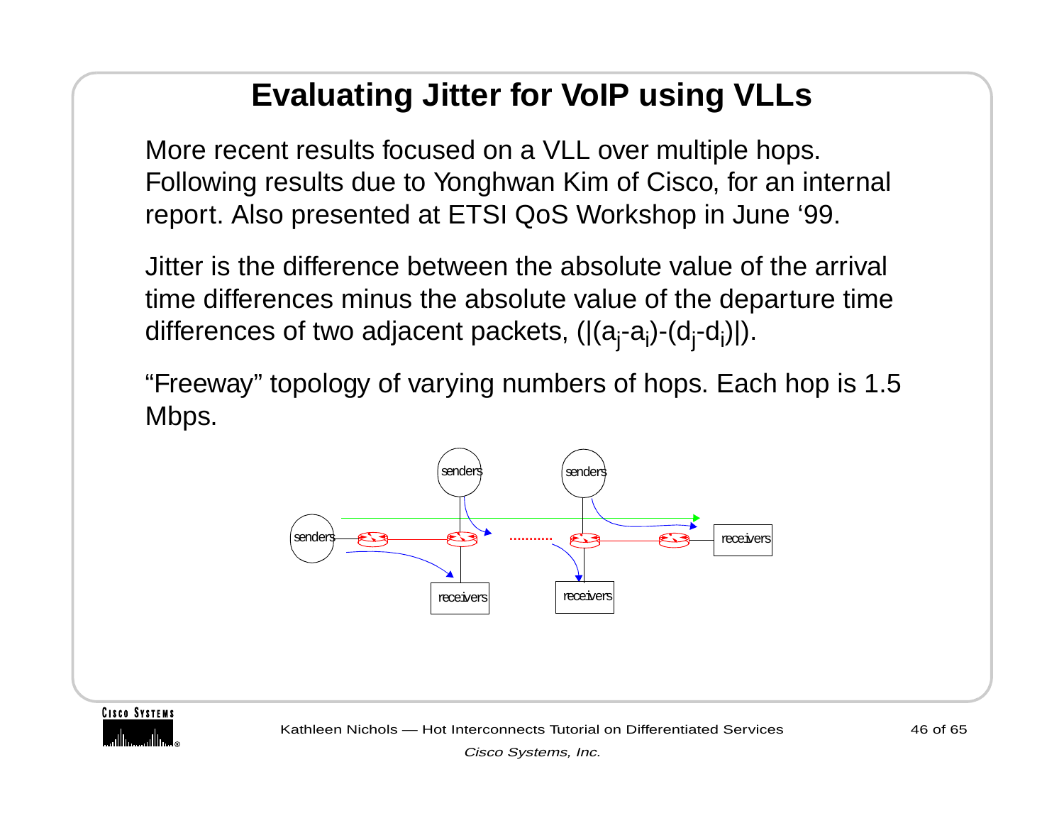# Evaluating Jitter for VoIP using VLLs

More recent results focused on a VLL over multiple hops. Following results due to Yonghwan Kim of Cisco, for an internal report. Also presented at ETSI QoS Workshop in June ‘99.

Jitter is the difference between the absolute value of the arrival time differences minus the absolute value of the departure time differences of two adjacent packets, $(|(a_j - a_i) - (d_j - d_i)|)$.

“Freeway” topology of varying numbers of hops. Each hop is 1.5 Mbps.

senders senders senders receivers receivers receivers receivers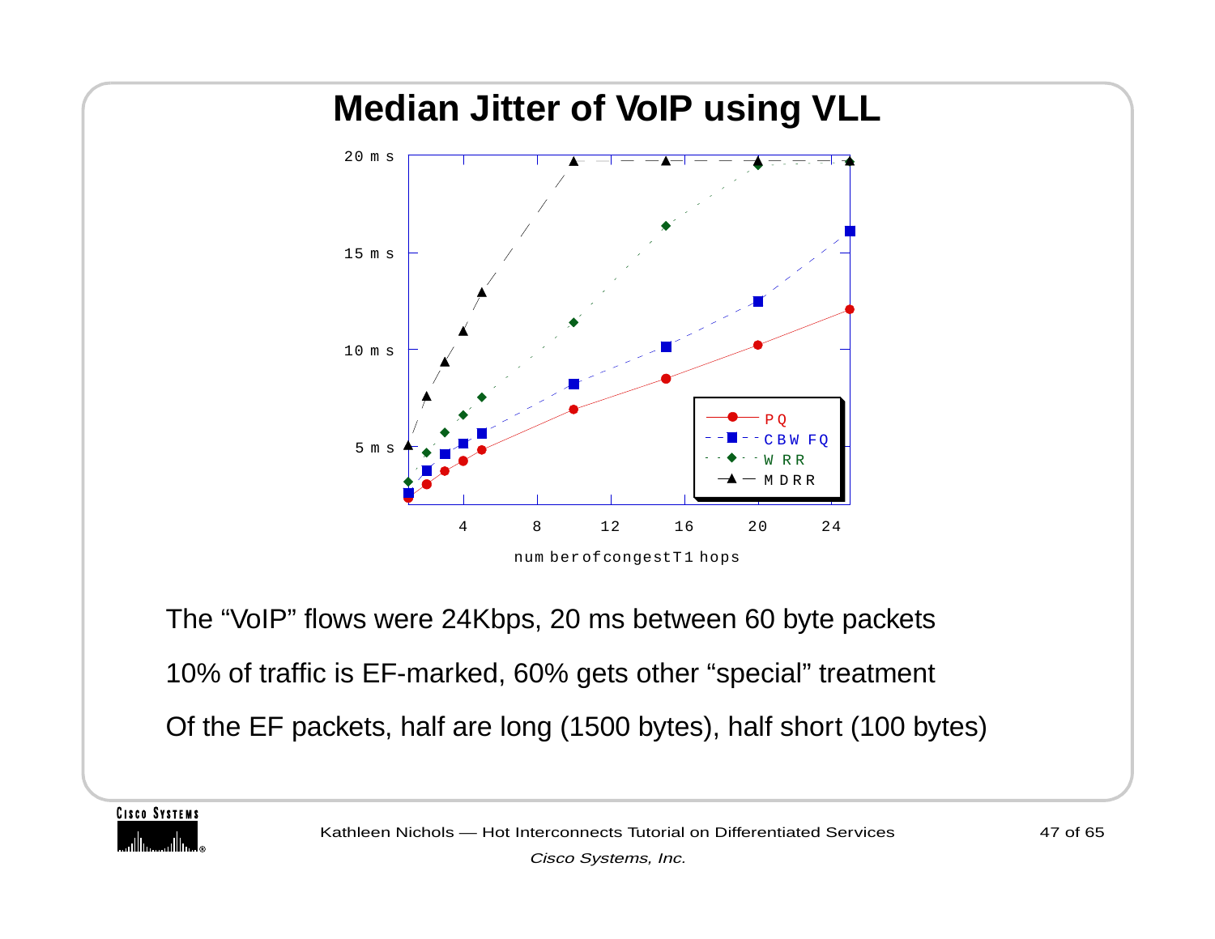# Median Jitter of VoIP using VLL

The “VoIP” flows were 24Kbps, 20 ms between 60 byte packets

10% of traffic is EF-marked, 60% gets other “special” treatment

Of the EF packets, half are long (1500 bytes), half short (100 bytes)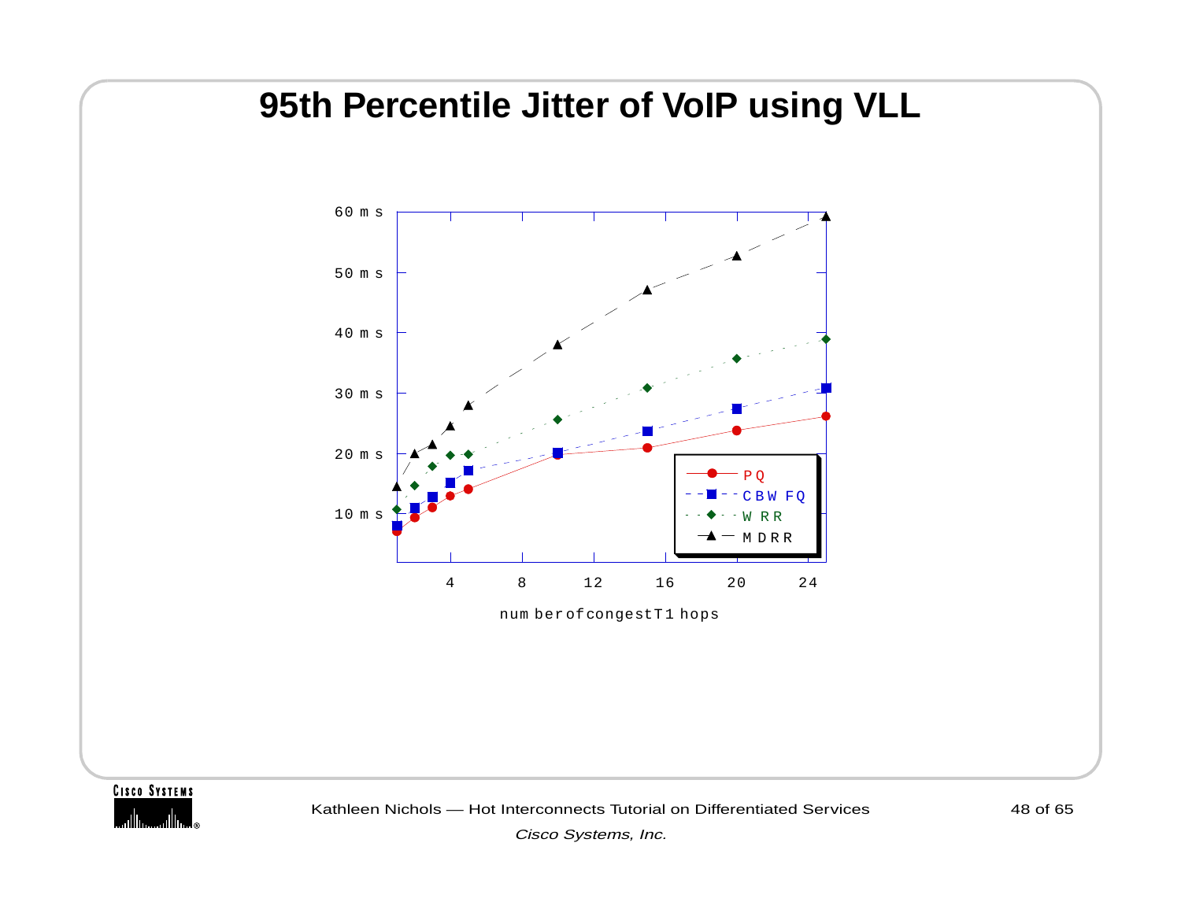# 95th Percentile Jitter of VoIP using VLL

60 ms

50 ms

40 ms

30 ms

20 ms

10 ms

4 8 12 16 20 24

number of congest T1 hops

PQ

CBWFQ

WRR

MDRR

Kathleen Nichols — Hot Interconnects Tutorial on Differentiated Services

*Cisco Systems, Inc.*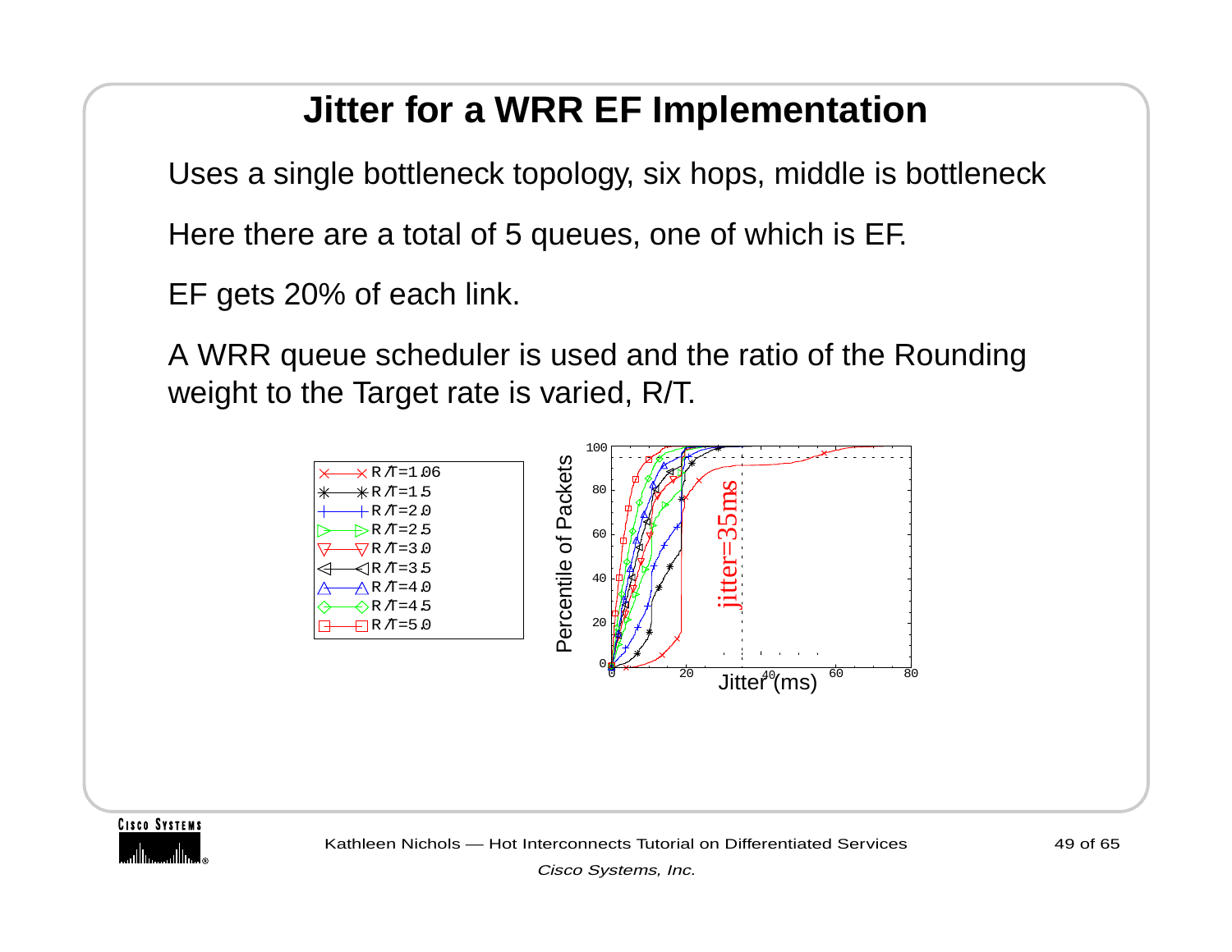# Jitter for a WRR EF Implementation

Uses a single bottleneck topology, six hops, middle is bottleneck

Here there are a total of 5 queues, one of which is EF.

EF gets 20% of each link.

A WRR queue scheduler is used and the ratio of the Rounding weight to the Target rate is varied, R/T.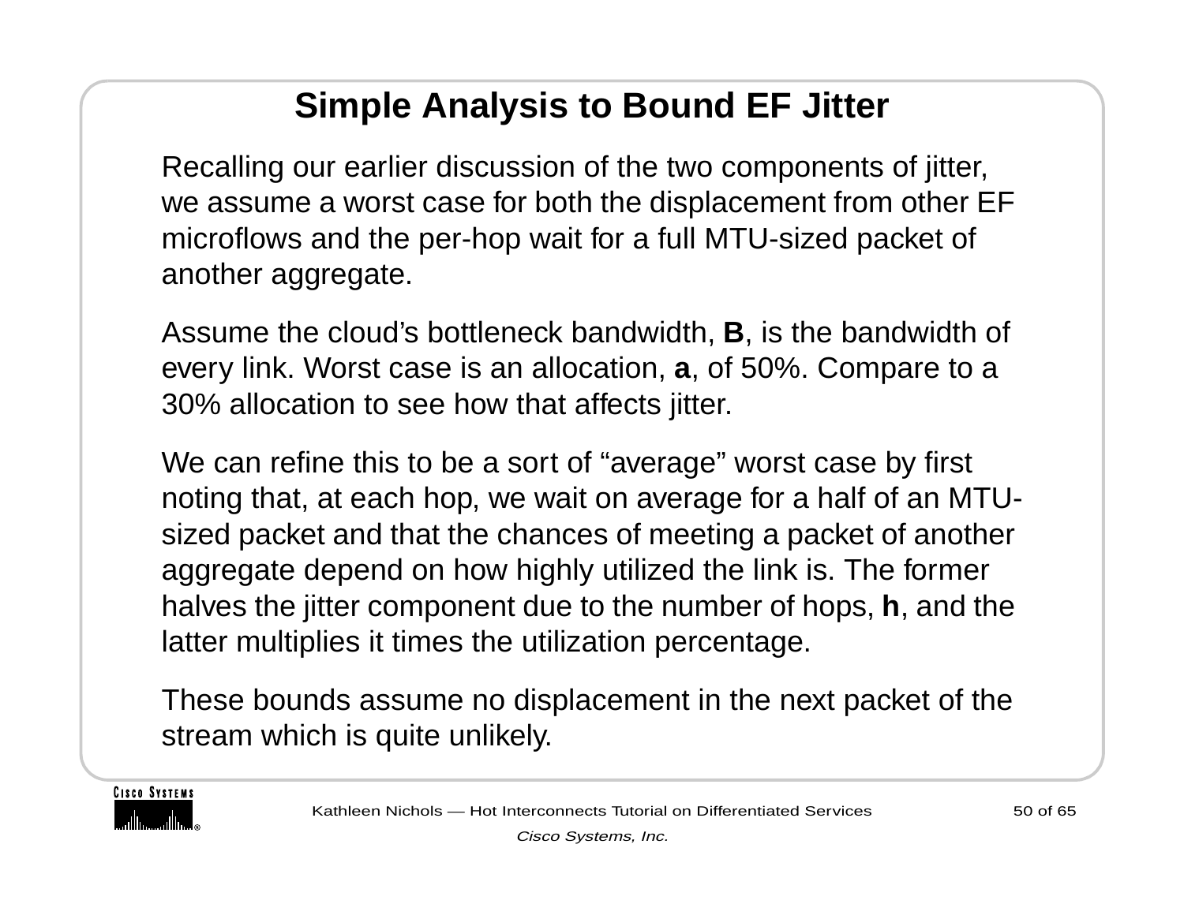# Simple Analysis to Bound EF Jitter

Recalling our earlier discussion of the two components of jitter, we assume a worst case for both the displacement from other EF microflows and the per-hop wait for a full MTU-sized packet of another aggregate.

Assume the cloud's bottleneck bandwidth, **B**, is the bandwidth of every link. Worst case is an allocation, **a**, of 50%. Compare to a 30% allocation to see how that affects jitter.

We can refine this to be a sort of "average" worst case by first noting that, at each hop, we wait on average for a half of an MTU-sized packet and that the chances of meeting a packet of another aggregate depend on how highly utilized the link is. The former halves the jitter component due to the number of hops, **h**, and the latter multiplies it times the utilization percentage.

These bounds assume no displacement in the next packet of the stream which is quite unlikely.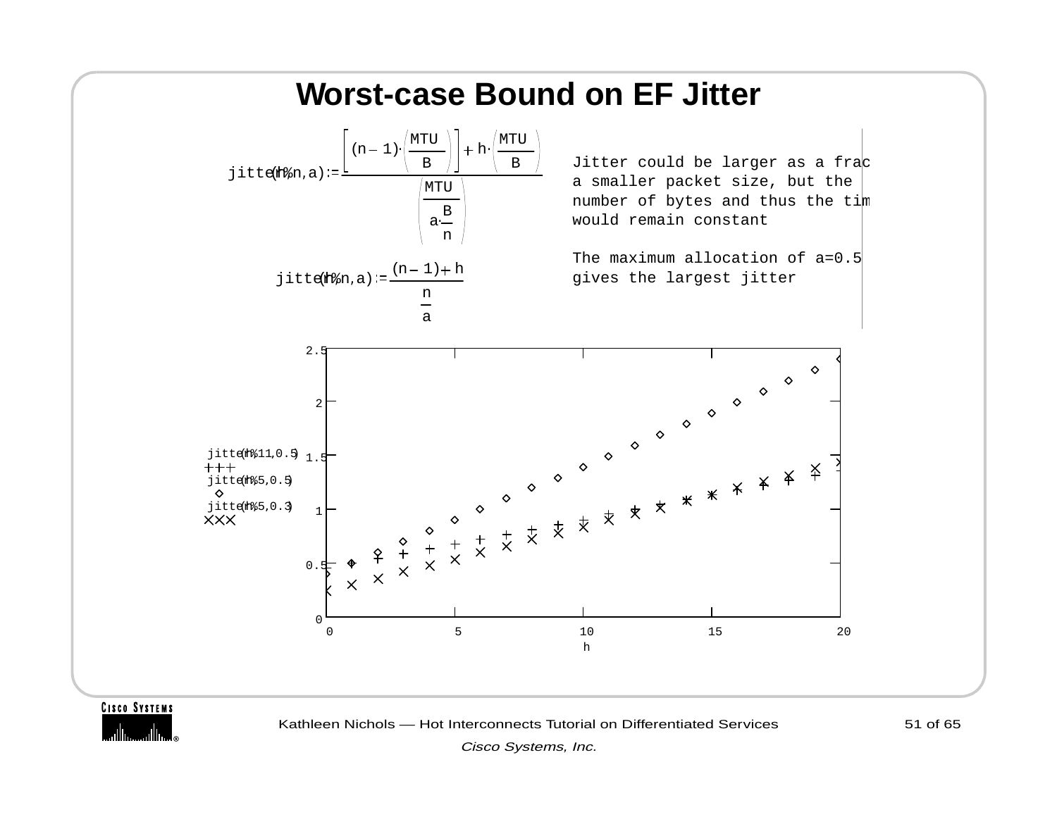# Worst-case Bound on EF Jitter

$$\text{jitter}(h, n, a) := \frac{\left[(n-1)\cdot\left(\frac{MTU}{B}\right)\right] + h\cdot\left(\frac{MTU}{B}\right)}{\left(\frac{MTU}{a\cdot\frac{B}{n}}\right)}$$

$$\text{jitter}(h, n, a) := \frac{(n-1)+h}{\frac{n}{a}}$$

Jitter could be larger as a frac
a smaller packet size, but the
number of bytes and thus the tim
would remain constant

The maximum allocation of a=0.5
gives the largest jitter

Plot legend: jitter(h,11,0.5) (+), jitter(h,5,0.5) (◇), jitter(h,5,0.3) (×); x-axis: h (0 to 20); y-axis: 0 to 2.5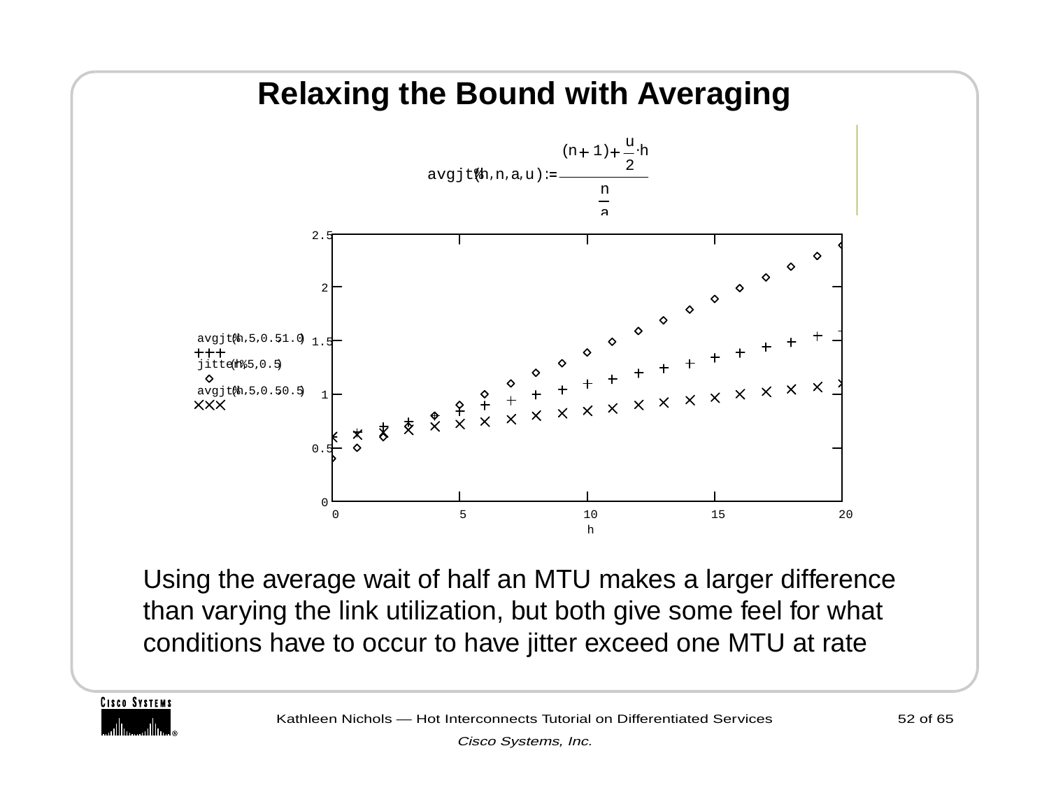# Relaxing the Bound with Averaging

$$\mathrm{avgjt}\%(h, n, a, u) := \frac{(n+1) + \frac{u}{2} \cdot h}{\frac{n}{a}}$$

Using the average wait of half an MTU makes a larger difference than varying the link utilization, but both give some feel for what conditions have to occur to have jitter exceed one MTU at rate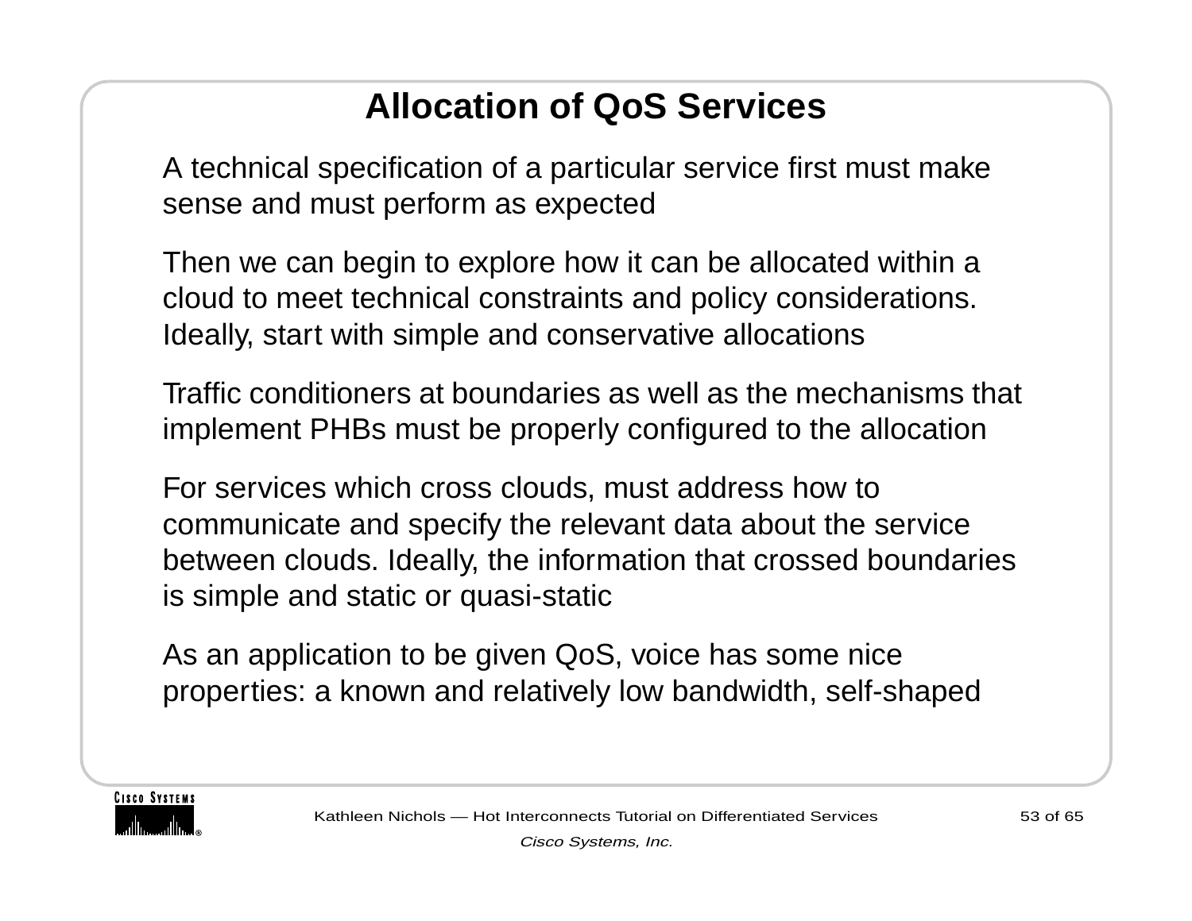# Allocation of QoS Services

A technical specification of a particular service first must make sense and must perform as expected

Then we can begin to explore how it can be allocated within a cloud to meet technical constraints and policy considerations. Ideally, start with simple and conservative allocations

Traffic conditioners at boundaries as well as the mechanisms that implement PHBs must be properly configured to the allocation

For services which cross clouds, must address how to communicate and specify the relevant data about the service between clouds. Ideally, the information that crossed boundaries is simple and static or quasi-static

As an application to be given QoS, voice has some nice properties: a known and relatively low bandwidth, self-shaped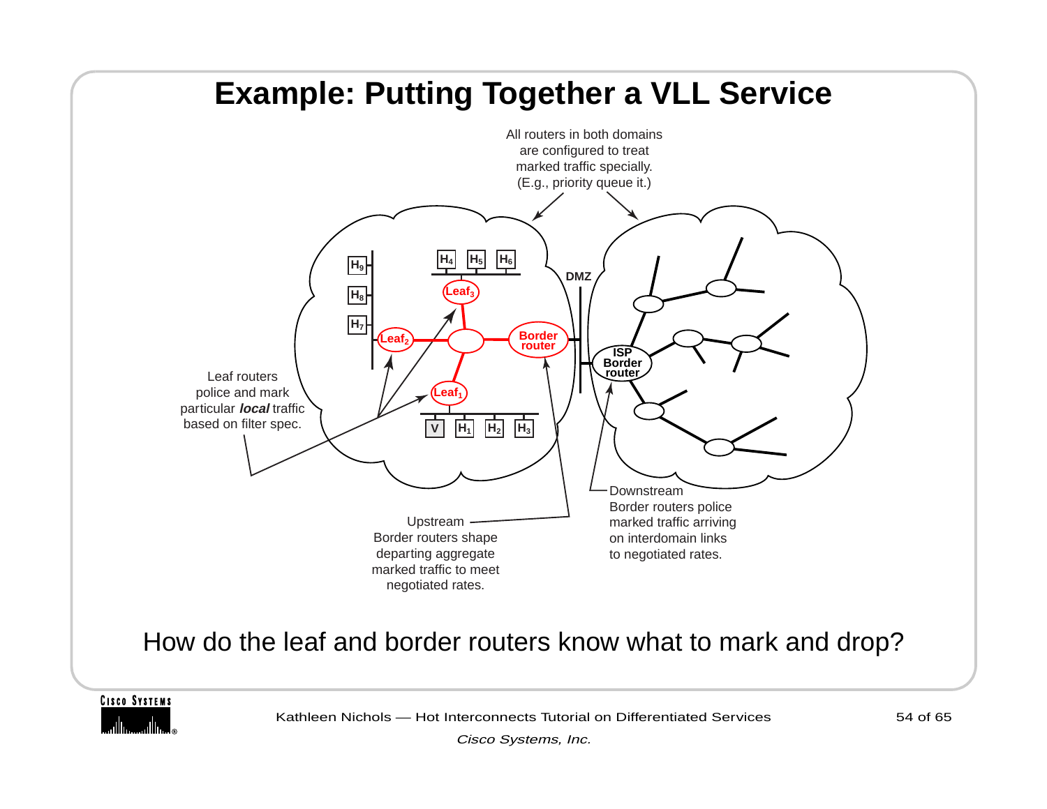# Example: Putting Together a VLL Service

All routers in both domains are configured to treat marked traffic specially. (E.g., priority queue it.)

$H_9$ $H_8$ $H_7$ $H_4$ $H_5$ $H_6$ $Leaf_3$ $Leaf_2$ Border router DMZ ISP Border router $Leaf_1$ V $H_1$ $H_2$ $H_3$

Leaf routers police and mark particular ***local*** traffic based on filter spec.

Upstream Border routers shape departing aggregate marked traffic to meet negotiated rates.

Downstream Border routers police marked traffic arriving on interdomain links to negotiated rates.

How do the leaf and border routers know what to mark and drop?

Kathleen Nichols — Hot Interconnects Tutorial on Differentiated Services

*Cisco Systems, Inc.*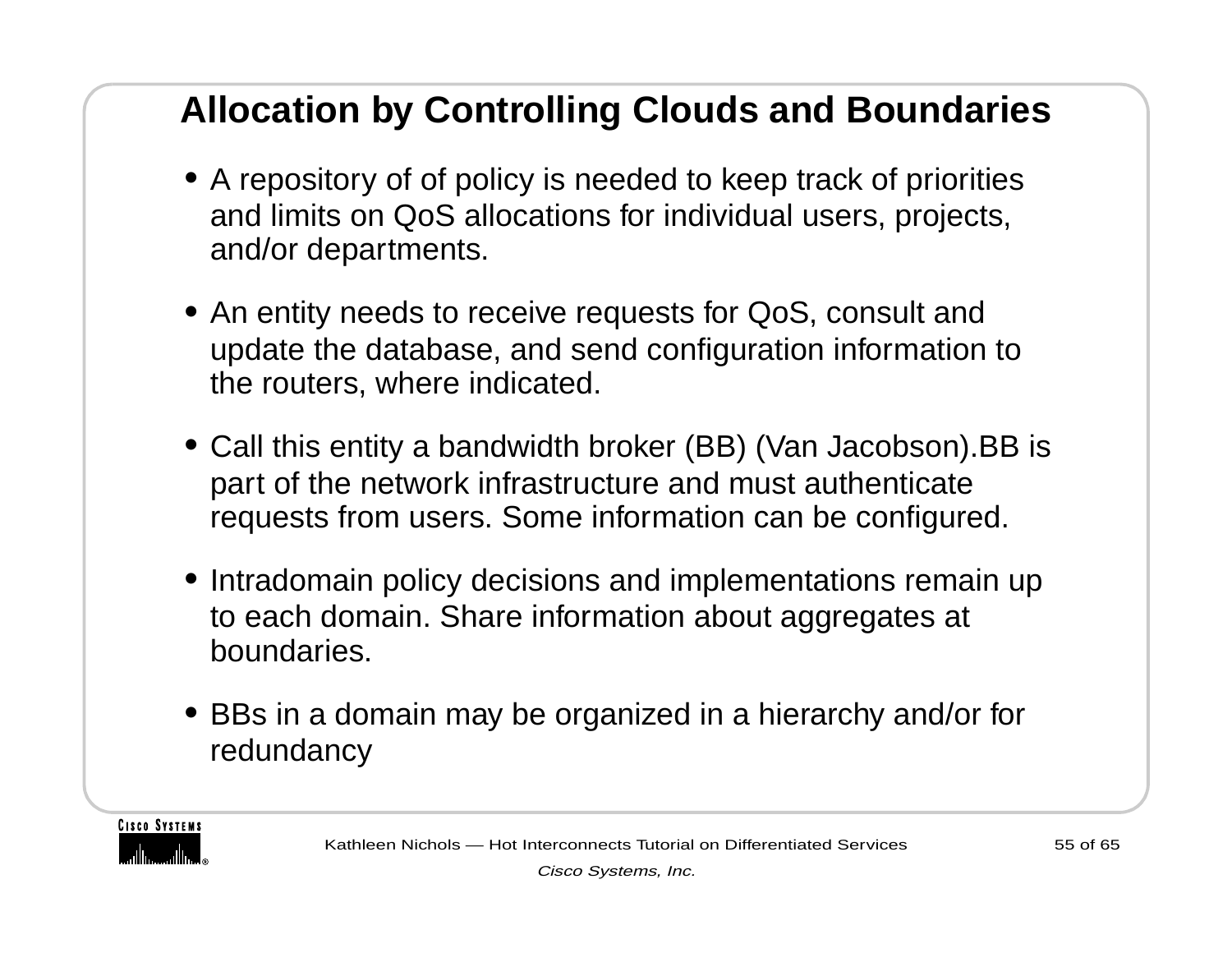# Allocation by Controlling Clouds and Boundaries

- A repository of of policy is needed to keep track of priorities and limits on QoS allocations for individual users, projects, and/or departments.
- An entity needs to receive requests for QoS, consult and update the database, and send configuration information to the routers, where indicated.
- Call this entity a bandwidth broker (BB) (Van Jacobson).BB is part of the network infrastructure and must authenticate requests from users. Some information can be configured.
- Intradomain policy decisions and implementations remain up to each domain. Share information about aggregates at boundaries.
- BBs in a domain may be organized in a hierarchy and/or for redundancy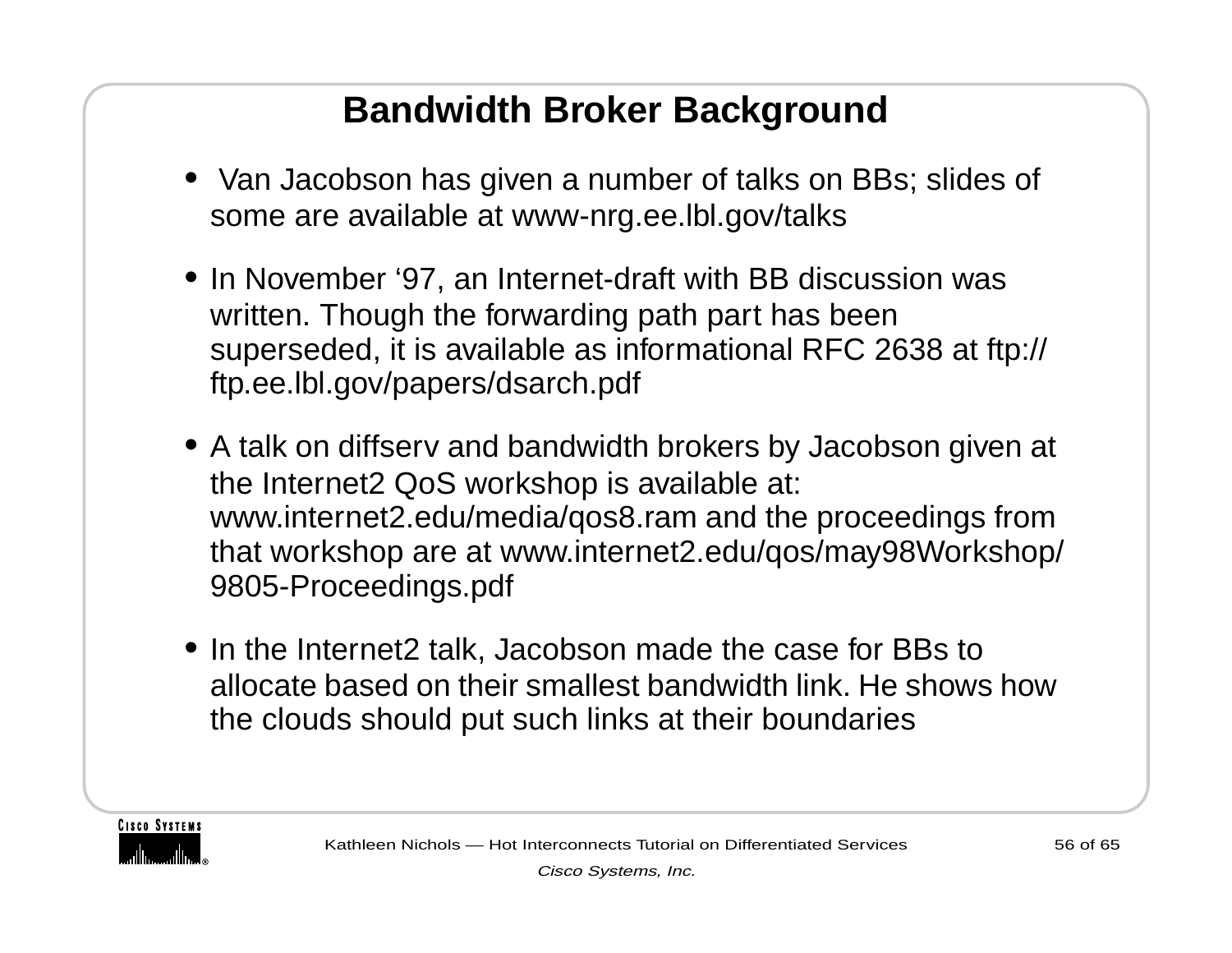# Bandwidth Broker Background

- Van Jacobson has given a number of talks on BBs; slides of some are available at www-nrg.ee.lbl.gov/talks
- In November '97, an Internet-draft with BB discussion was written. Though the forwarding path part has been superseded, it is available as informational RFC 2638 at ftp://ftp.ee.lbl.gov/papers/dsarch.pdf
- A talk on diffserv and bandwidth brokers by Jacobson given at the Internet2 QoS workshop is available at: www.internet2.edu/media/qos8.ram and the proceedings from that workshop are at www.internet2.edu/qos/may98Workshop/9805-Proceedings.pdf
- In the Internet2 talk, Jacobson made the case for BBs to allocate based on their smallest bandwidth link. He shows how the clouds should put such links at their boundaries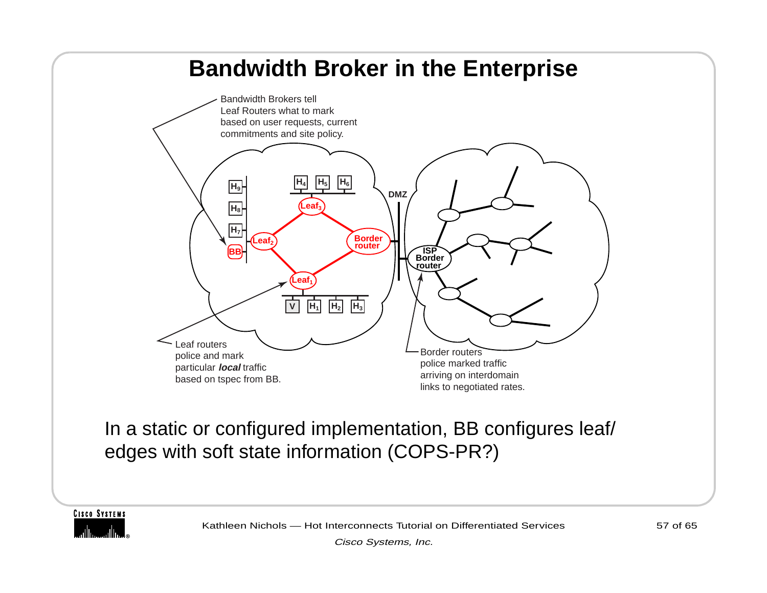# Bandwidth Broker in the Enterprise

Bandwidth Brokers tell Leaf Routers what to mark based on user requests, current commitments and site policy.

$H_9$ $H_8$ $H_7$ BB $H_4$ $H_5$ $H_6$ $Leaf_3$ $Leaf_2$ Border router $Leaf_1$ V $H_1$ $H_2$ $H_3$ DMZ ISP Border router

Leaf routers police and mark particular ***local*** traffic based on tspec from BB.

Border routers police marked traffic arriving on interdomain links to negotiated rates.

In a static or configured implementation, BB configures leaf/edges with soft state information (COPS-PR?)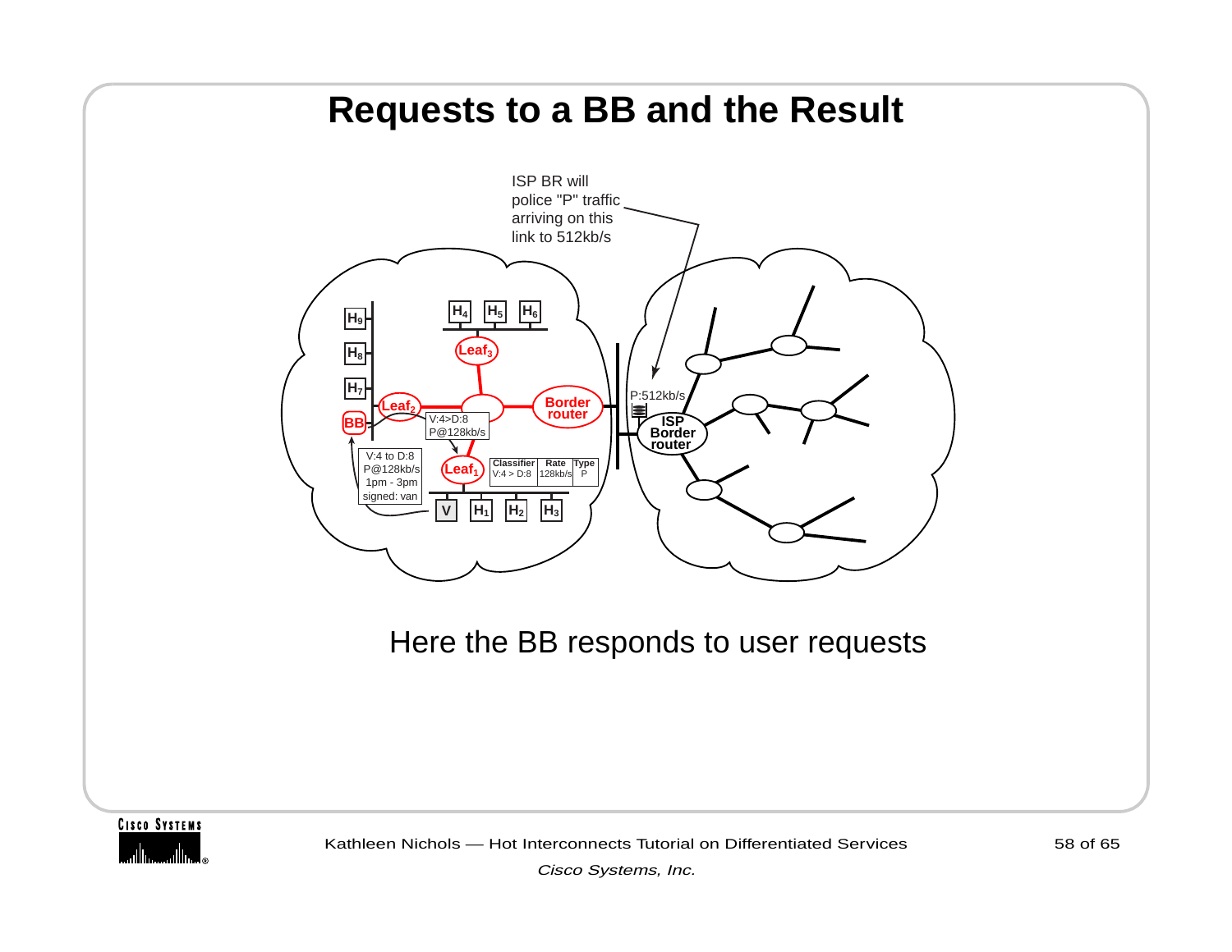# Requests to a BB and the Result

ISP BR will police "P" traffic arriving on this link to 512kb/s

P:512kb/s

$H_9$ $H_8$ $H_7$ BB $Leaf_2$ $H_4$ $H_5$ $H_6$ $Leaf_3$ Border router ISP Border router

V:4>D:8
P@128kb/s

V:4 to D:8
P@128kb/s
1pm - 3pm
signed: van

$Leaf_1$

| Classifier | Rate | Type |
|---|---|---|
| V:4 > D:8 | 128kb/s | P |

V $H_1$ $H_2$ $H_3$

Here the BB responds to user requests

Kathleen Nichols — Hot Interconnects Tutorial on Differentiated Services

*Cisco Systems, Inc.*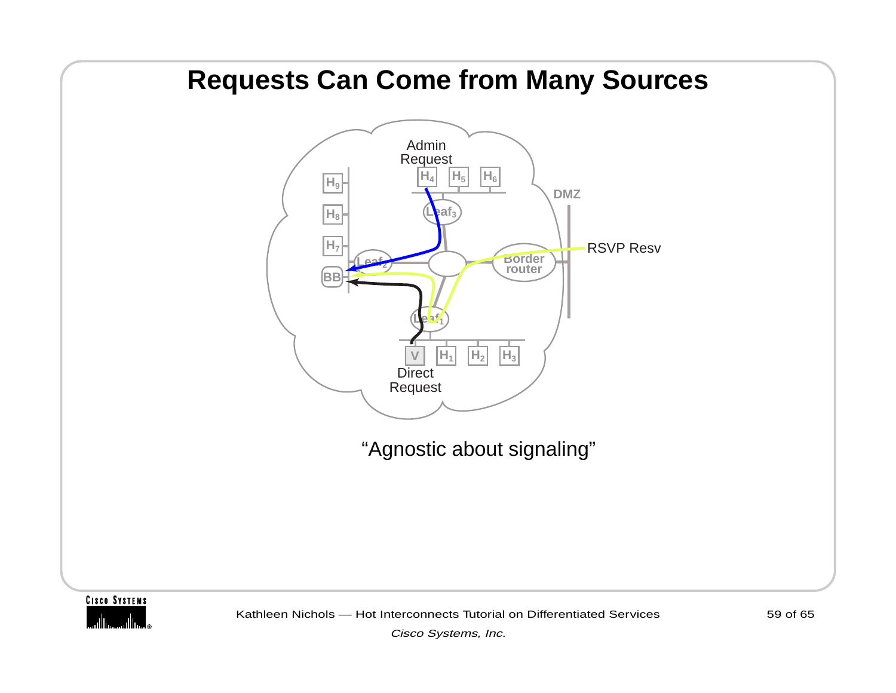# Requests Can Come from Many Sources

Admin Request

H4 H5 H6

H9 H8 H7

Leaf3

Leaf2

BB

Border router

DMZ

RSVP Resv

Leaf1

V H1 H2 H3

Direct Request

"Agnostic about signaling"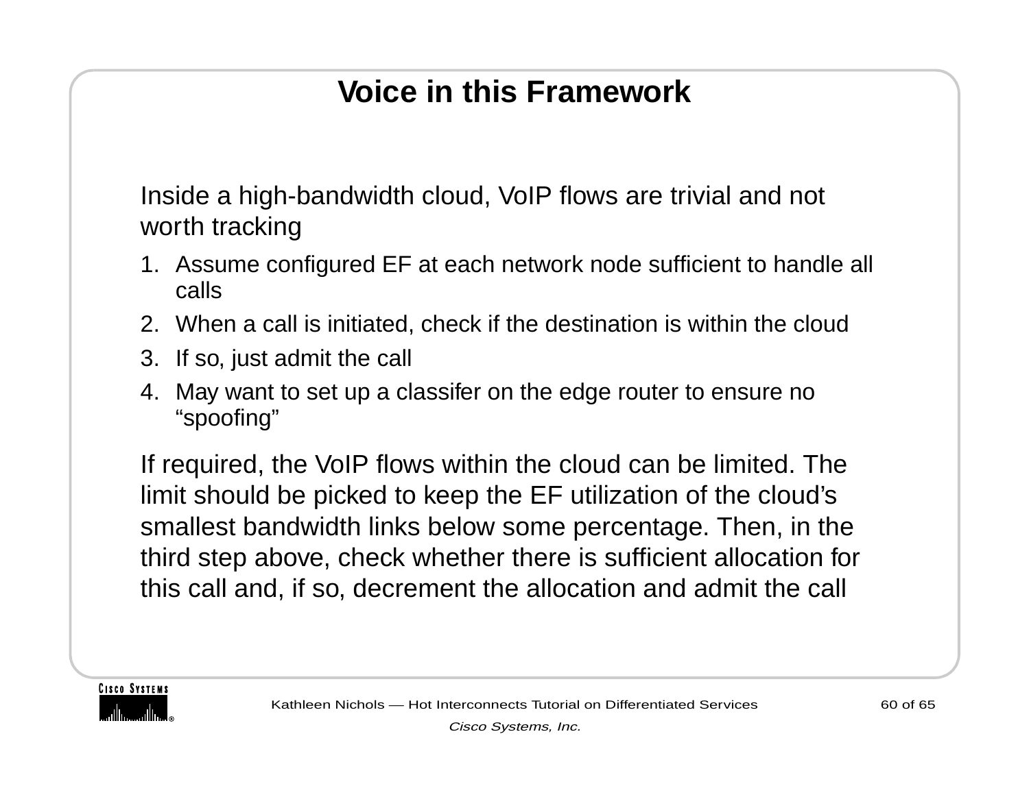# Voice in this Framework

Inside a high-bandwidth cloud, VoIP flows are trivial and not worth tracking

1. Assume configured EF at each network node sufficient to handle all calls
2. When a call is initiated, check if the destination is within the cloud
3. If so, just admit the call
4. May want to set up a classifer on the edge router to ensure no "spoofing"

If required, the VoIP flows within the cloud can be limited. The limit should be picked to keep the EF utilization of the cloud's smallest bandwidth links below some percentage. Then, in the third step above, check whether there is sufficient allocation for this call and, if so, decrement the allocation and admit the call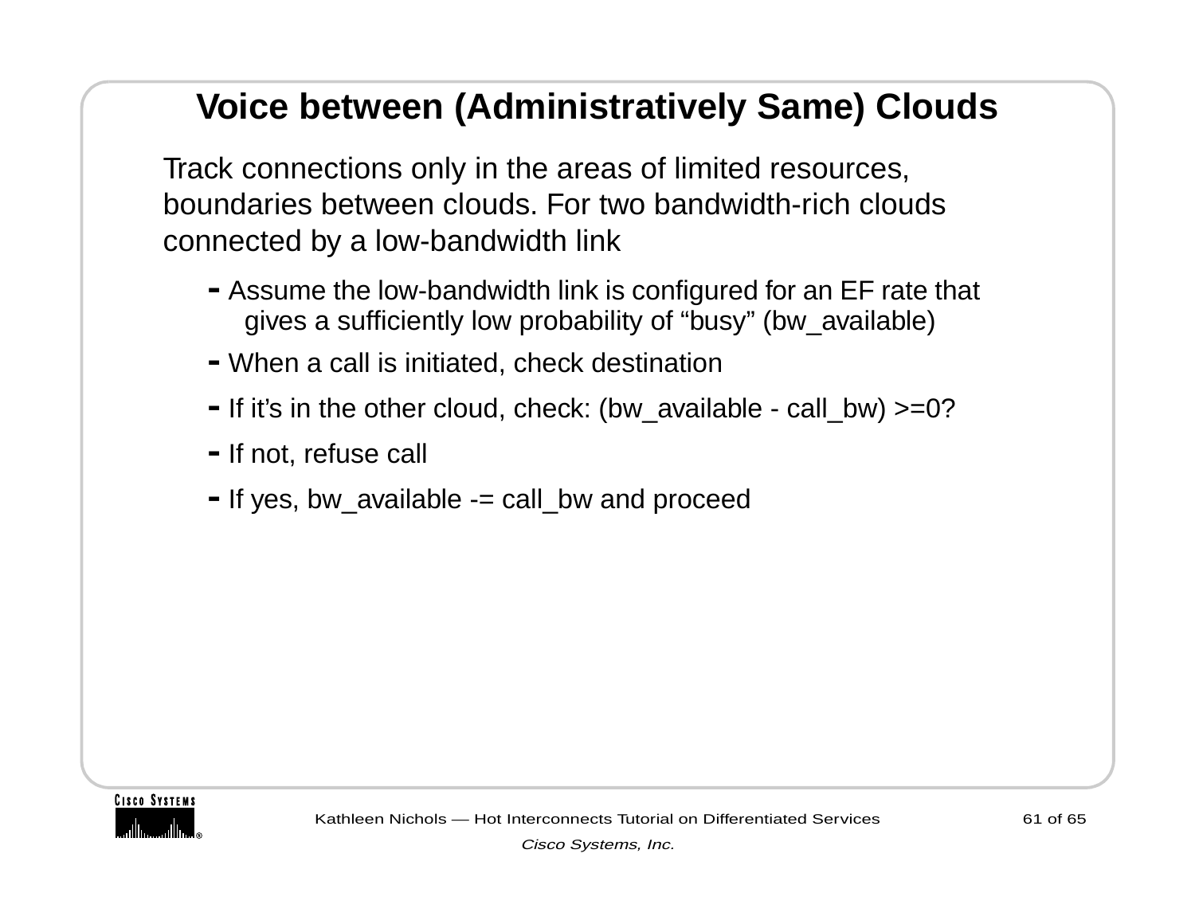# Voice between (Administratively Same) Clouds

Track connections only in the areas of limited resources, boundaries between clouds. For two bandwidth-rich clouds connected by a low-bandwidth link

- Assume the low-bandwidth link is configured for an EF rate that gives a sufficiently low probability of “busy” (bw_available)
- When a call is initiated, check destination
- If it’s in the other cloud, check: (bw_available - call_bw) >=0?
- If not, refuse call
- If yes, bw_available -= call_bw and proceed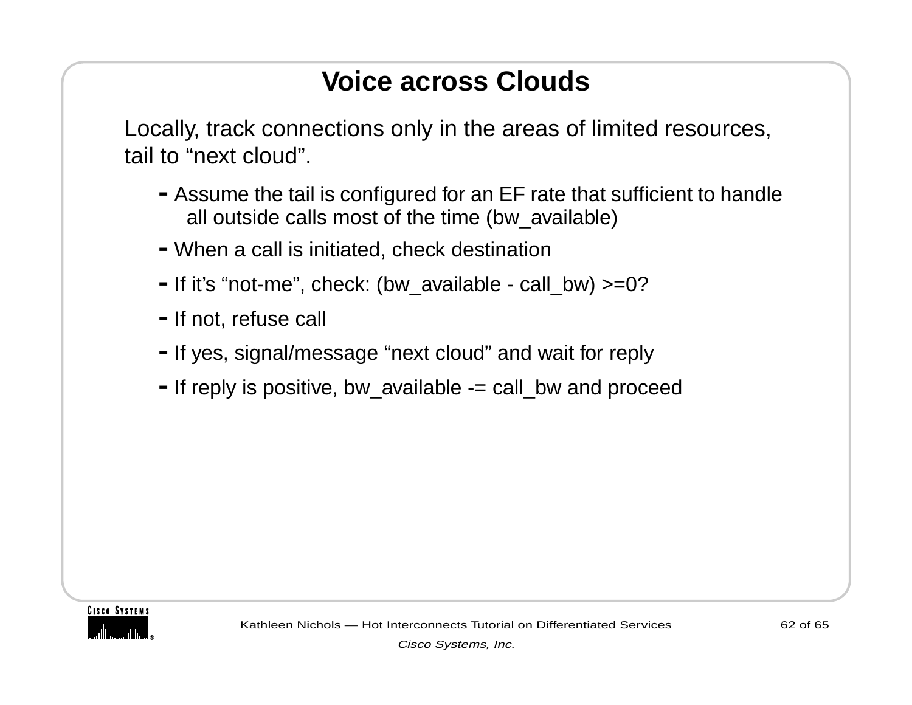# Voice across Clouds

Locally, track connections only in the areas of limited resources, tail to “next cloud”.

- Assume the tail is configured for an EF rate that sufficient to handle all outside calls most of the time (bw_available)
- When a call is initiated, check destination
- If it’s “not-me”, check: (bw_available - call_bw) >=0?
- If not, refuse call
- If yes, signal/message “next cloud” and wait for reply
- If reply is positive, bw_available -= call_bw and proceed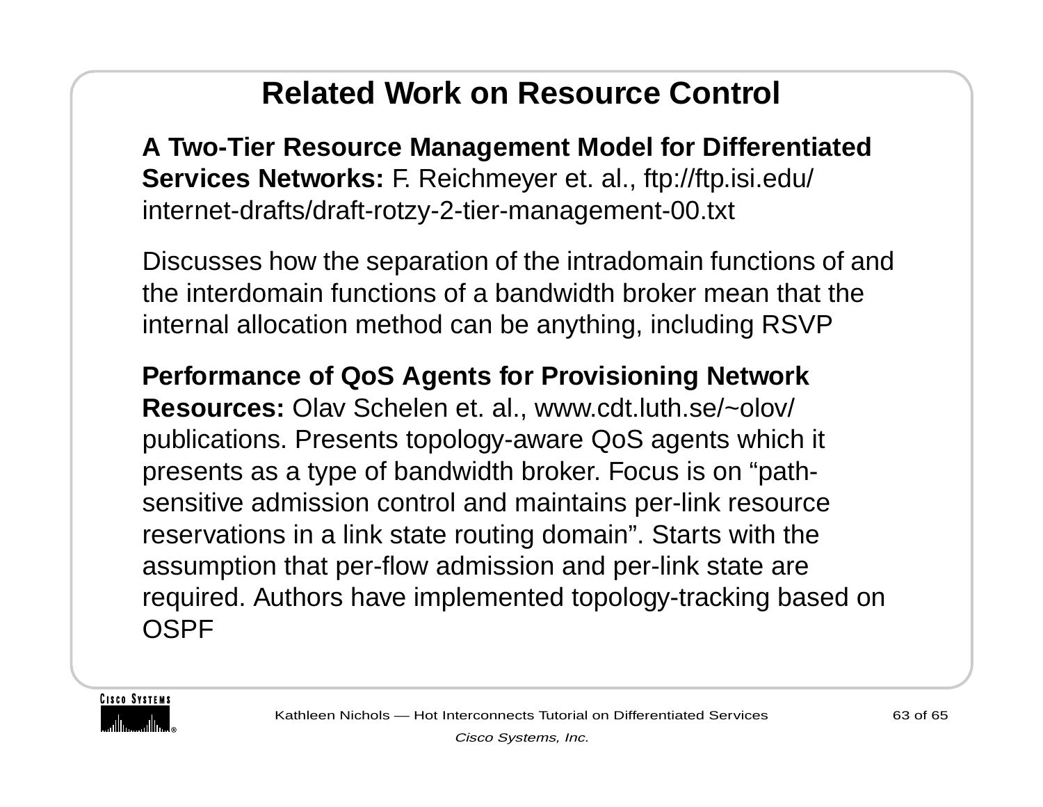# Related Work on Resource Control

**A Two-Tier Resource Management Model for Differentiated Services Networks:** F. Reichmeyer et. al., ftp://ftp.isi.edu/internet-drafts/draft-rotzy-2-tier-management-00.txt

Discusses how the separation of the intradomain functions of and the interdomain functions of a bandwidth broker mean that the internal allocation method can be anything, including RSVP

**Performance of QoS Agents for Provisioning Network Resources:** Olav Schelen et. al., www.cdt.luth.se/~olov/publications. Presents topology-aware QoS agents which it presents as a type of bandwidth broker. Focus is on “path-sensitive admission control and maintains per-link resource reservations in a link state routing domain”. Starts with the assumption that per-flow admission and per-link state are required. Authors have implemented topology-tracking based on OSPF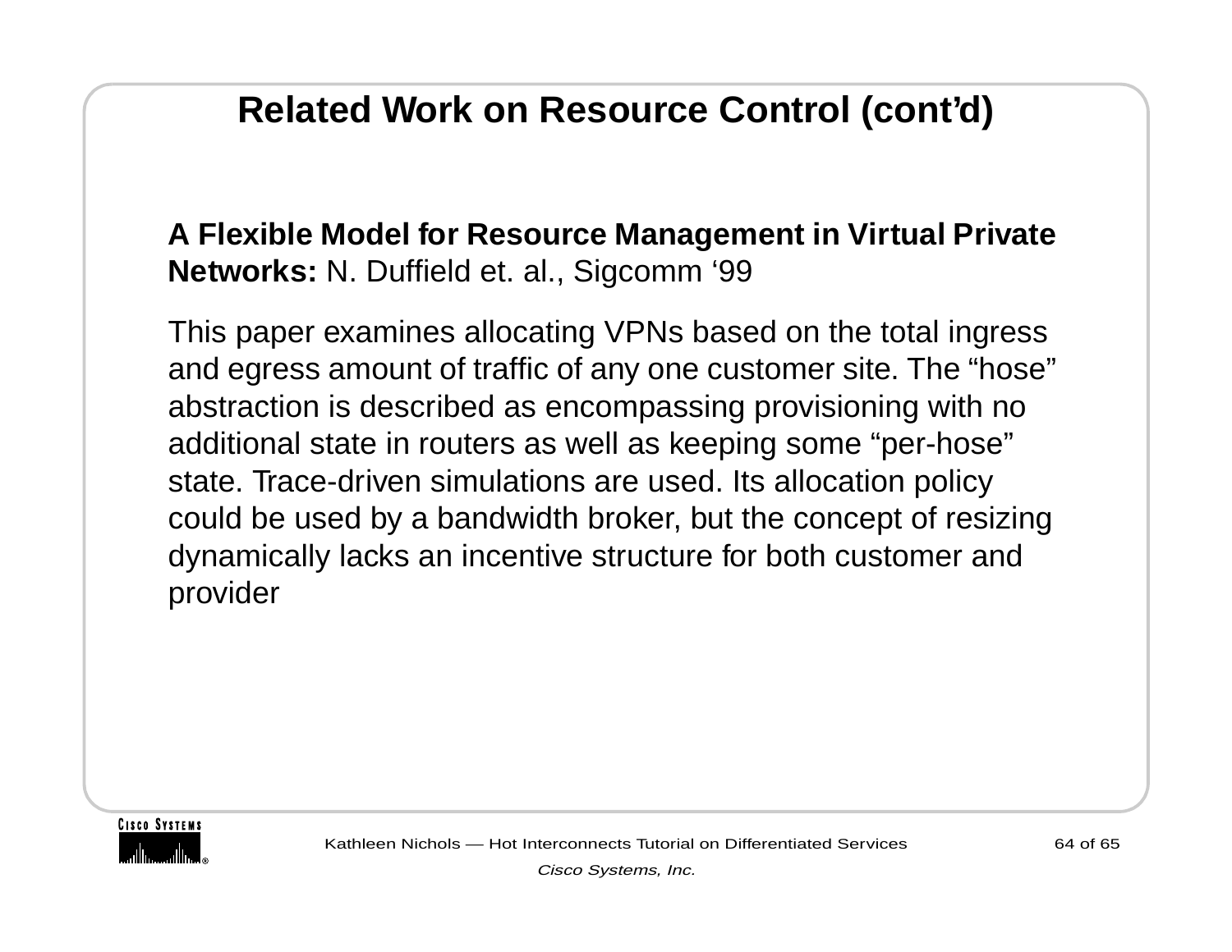# Related Work on Resource Control (cont'd)

**A Flexible Model for Resource Management in Virtual Private Networks:** N. Duffield et. al., Sigcomm '99

This paper examines allocating VPNs based on the total ingress and egress amount of traffic of any one customer site. The "hose" abstraction is described as encompassing provisioning with no additional state in routers as well as keeping some "per-hose" state. Trace-driven simulations are used. Its allocation policy could be used by a bandwidth broker, but the concept of resizing dynamically lacks an incentive structure for both customer and provider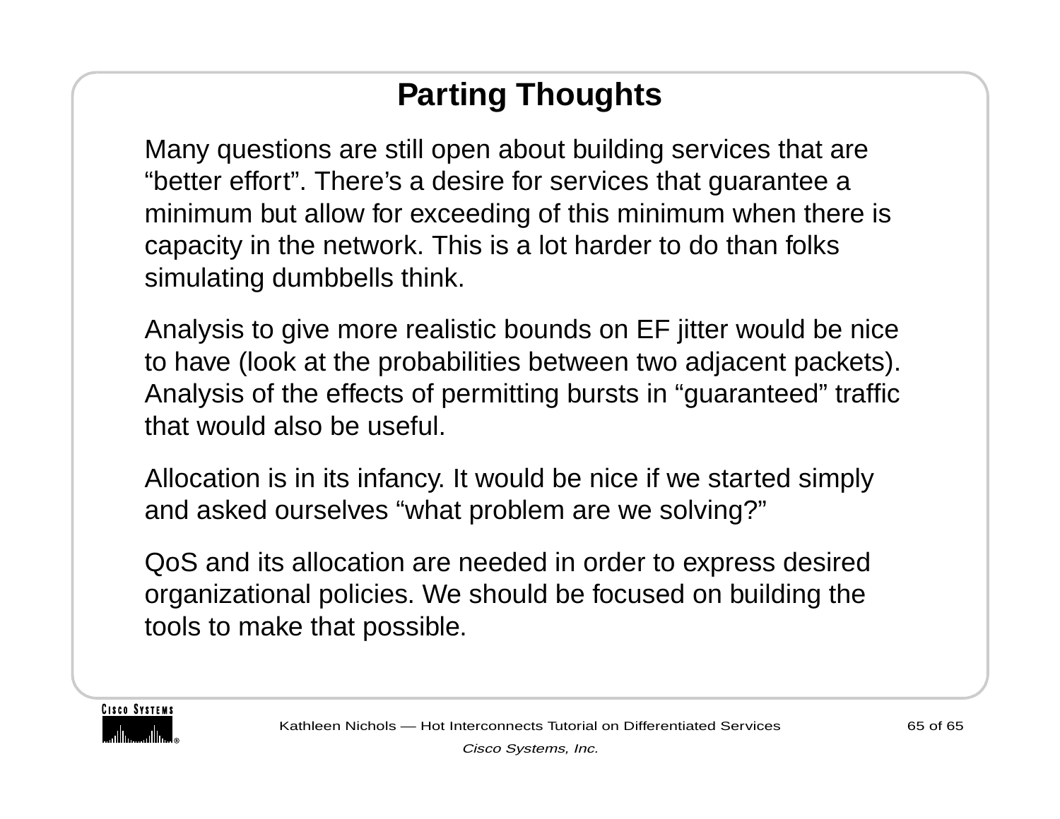# Parting Thoughts

Many questions are still open about building services that are “better effort”. There’s a desire for services that guarantee a minimum but allow for exceeding of this minimum when there is capacity in the network. This is a lot harder to do than folks simulating dumbbells think.

Analysis to give more realistic bounds on EF jitter would be nice to have (look at the probabilities between two adjacent packets). Analysis of the effects of permitting bursts in “guaranteed” traffic that would also be useful.

Allocation is in its infancy. It would be nice if we started simply and asked ourselves “what problem are we solving?”

QoS and its allocation are needed in order to express desired organizational policies. We should be focused on building the tools to make that possible.